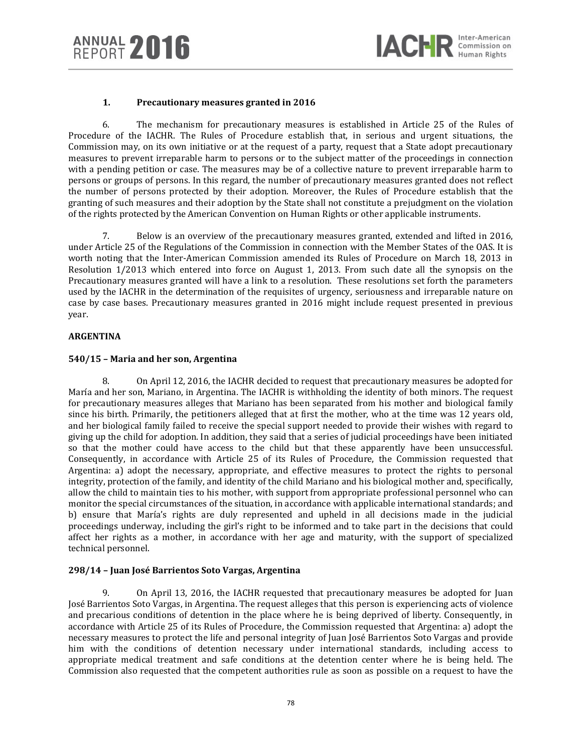### 1. Precautionary measures granted in 2016

6. The mechanism for precautionary measures is established in Article 25 of the Rules of Procedure of the IACHR. The Rules of Procedure establish that, in serious and urgent situations, the Commission may, on its own initiative or at the request of a party, request that a State adopt precautionary measures to prevent irreparable harm to persons or to the subject matter of the proceedings in connection with a pending petition or case. The measures may be of a collective nature to prevent irreparable harm to persons or groups of persons. In this regard, the number of precautionary measures granted does not reflect the number of persons protected by their adoption. Moreover, the Rules of Procedure establish that the granting of such measures and their adoption by the State shall not constitute a prejudgment on the violation of the rights protected by the American Convention on Human Rights or other applicable instruments.

7. Below is an overview of the precautionary measures granted, extended and lifted in 2016, under Article 25 of the Regulations of the Commission in connection with the Member States of the OAS. It is worth noting that the Inter-American Commission amended its Rules of Procedure on March 18, 2013 in Resolution 1/2013 which entered into force on August 1, 2013. From such date all the synopsis on the Precautionary measures granted will have a link to a resolution. These resolutions set forth the parameters used by the IACHR in the determination of the requisites of urgency, seriousness and irreparable nature on case by case bases. Precautionary measures granted in 2016 might include request presented in previous year.

**ARGENTINA**

**540/15 – Maria and her son, Argentina**

8. On April 12, 2016, the IACHR decided to request that precautionary measures be adopted for María and her son, Mariano, in Argentina. The IACHR is withholding the identity of both minors. The request for precautionary measures alleges that Mariano has been separated from his mother and biological family since his birth. Primarily, the petitioners alleged that at first the mother, who at the time was 12 years old, and her biological family failed to receive the special support needed to provide their wishes with regard to giving up the child for adoption. In addition, they said that a series of judicial proceedings have been initiated so that the mother could have access to the child but that these apparently have been unsuccessful. Consequently, in accordance with Article 25 of its Rules of Procedure, the Commission requested that Argentina: a) adopt the necessary, appropriate, and effective measures to protect the rights to personal integrity, protection of the family, and identity of the child Mariano and his biological mother and, specifically, allow the child to maintain ties to his mother, with support from appropriate professional personnel who can monitor the special circumstances of the situation, in accordance with applicable international standards; and b) ensure that María's rights are duly represented and upheld in all decisions made in the judicial proceedings underway, including the girl's right to be informed and to take part in the decisions that could affect her rights as a mother, in accordance with her age and maturity, with the support of specialized technical personnel.

**298/14 – Juan José Barrientos Soto Vargas, Argentina**

9. On April 13, 2016, the IACHR requested that precautionary measures be adopted for Juan José Barrientos Soto Vargas, in Argentina. The request alleges that this person is experiencing acts of violence and precarious conditions of detention in the place where he is being deprived of liberty. Consequently, in accordance with Article 25 of its Rules of Procedure, the Commission requested that Argentina: a) adopt the necessary measures to protect the life and personal integrity of Juan José Barrientos Soto Vargas and provide him with the conditions of detention necessary under international standards, including access to appropriate medical treatment and safe conditions at the detention center where he is being held. The Commission also requested that the competent authorities rule as soon as possible on a request to have the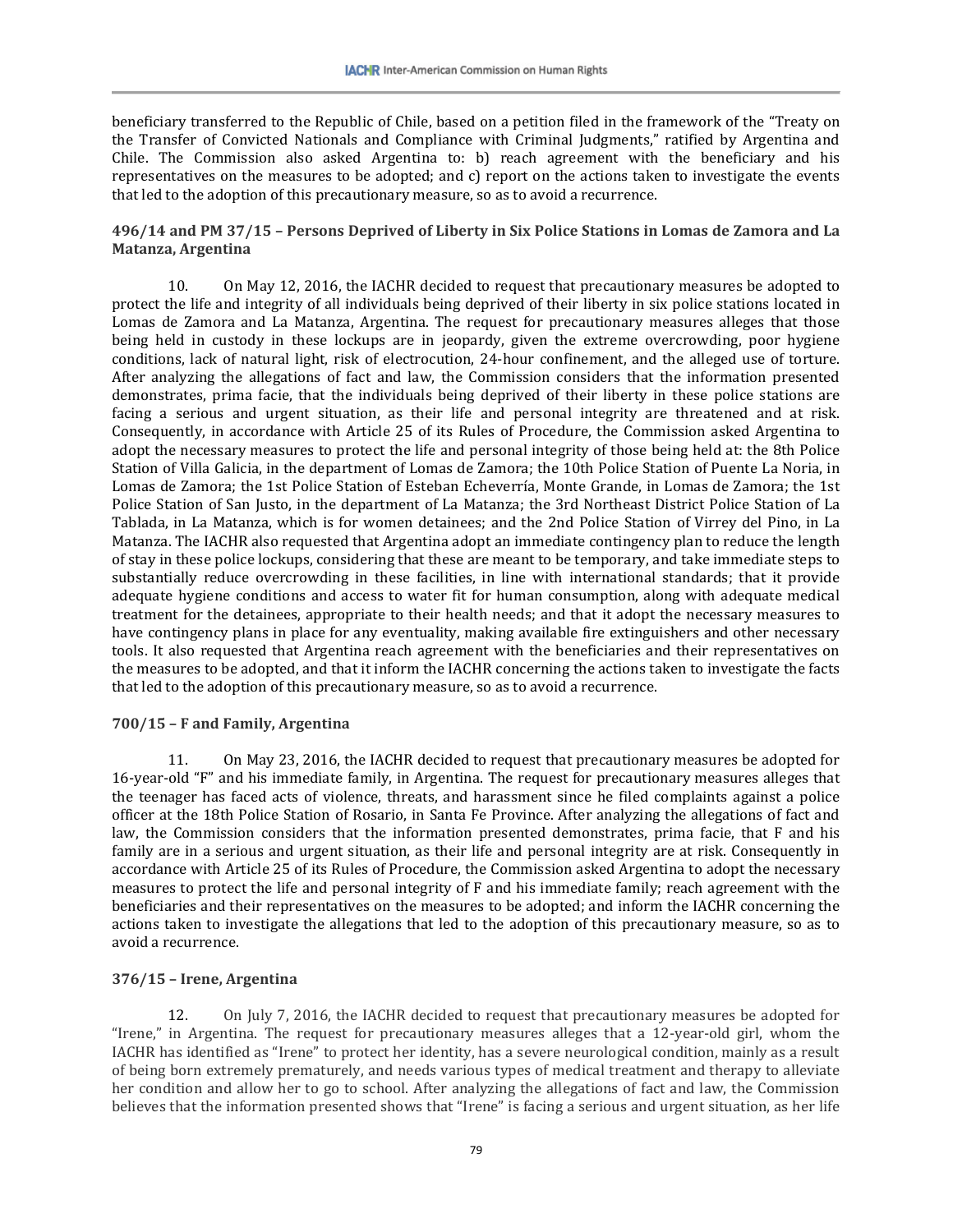beneficiary transferred to the Republic of Chile, based on a petition filed in the framework of the "Treaty on the Transfer of Convicted Nationals and Compliance with Criminal Judgments," ratified by Argentina and Chile. The Commission also asked Argentina to: b) reach agreement with the beneficiary and his representatives on the measures to be adopted; and c) report on the actions taken to investigate the events that led to the adoption of this precautionary measure, so as to avoid a recurrence.

### 496/14 and PM 37/15 – Persons Deprived of Liberty in Six Police Stations in Lomas de Zamora and La Matanza, Argentina

10. On May 12, 2016, the IACHR decided to request that precautionary measures be adopted to protect the life and integrity of all individuals being deprived of their liberty in six police stations located in Lomas de Zamora and La Matanza, Argentina. The request for precautionary measures alleges that those being held in custody in these lockups are in jeopardy, given the extreme overcrowding, poor hygiene conditions, lack of natural light, risk of electrocution, 24-hour confinement, and the alleged use of torture. After analyzing the allegations of fact and law, the Commission considers that the information presented demonstrates, prima facie, that the individuals being deprived of their liberty in these police stations are facing a serious and urgent situation, as their life and personal integrity are threatened and at risk. Consequently, in accordance with Article 25 of its Rules of Procedure, the Commission asked Argentina to adopt the necessary measures to protect the life and personal integrity of those being held at: the 8th Police Station of Villa Galicia, in the department of Lomas de Zamora; the 10th Police Station of Puente La Noria, in Lomas de Zamora; the 1st Police Station of Esteban Echeverría, Monte Grande, in Lomas de Zamora; the 1st Police Station of San Justo, in the department of La Matanza; the 3rd Northeast District Police Station of La Tablada, in La Matanza, which is for women detainees; and the 2nd Police Station of Virrey del Pino, in La Matanza. The IACHR also requested that Argentina adopt an immediate contingency plan to reduce the length of stay in these police lockups, considering that these are meant to be temporary, and take immediate steps to substantially reduce overcrowding in these facilities, in line with international standards; that it provide adequate hygiene conditions and access to water fit for human consumption, along with adequate medical treatment for the detainees, appropriate to their health needs; and that it adopt the necessary measures to have contingency plans in place for any eventuality, making available fire extinguishers and other necessary tools. It also requested that Argentina reach agreement with the beneficiaries and their representatives on the measures to be adopted, and that it inform the IACHR concerning the actions taken to investigate the facts that led to the adoption of this precautionary measure, so as to avoid a recurrence.

### 700/15 – F and Family, Argentina

11. On May 23, 2016, the IACHR decided to request that precautionary measures be adopted for 16-year-old "F" and his immediate family, in Argentina. The request for precautionary measures alleges that the teenager has faced acts of violence, threats, and harassment since he filed complaints against a police officer at the 18th Police Station of Rosario, in Santa Fe Province. After analyzing the allegations of fact and law, the Commission considers that the information presented demonstrates, prima facie, that F and his family are in a serious and urgent situation, as their life and personal integrity are at risk. Consequently in accordance with Article 25 of its Rules of Procedure, the Commission asked Argentina to adopt the necessary measures to protect the life and personal integrity of F and his immediate family; reach agreement with the beneficiaries and their representatives on the measures to be adopted; and inform the IACHR concerning the actions taken to investigate the allegations that led to the adoption of this precautionary measure, so as to avoid a recurrence.

### 376/15 – Irene, Argentina

12. On July 7, 2016, the IACHR decided to request that precautionary measures be adopted for "Irene," in Argentina. The request for precautionary measures alleges that a 12-year-old girl, whom the IACHR has identified as "Irene" to protect her identity, has a severe neurological condition, mainly as a result of being born extremely prematurely, and needs various types of medical treatment and therapy to alleviate her condition and allow her to go to school. After analyzing the allegations of fact and law, the Commission believes that the information presented shows that "Irene" is facing a serious and urgent situation, as her life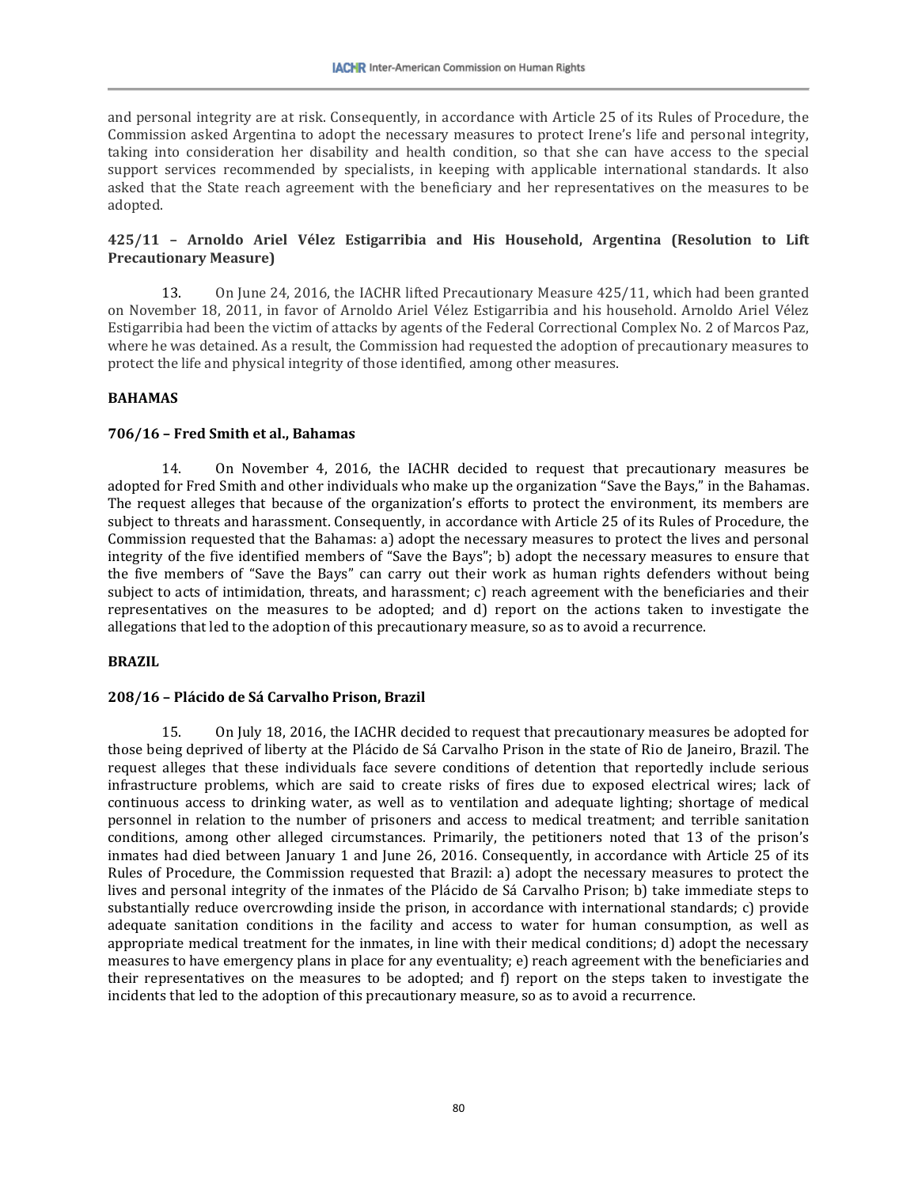and personal integrity are at risk. Consequently, in accordance with Article 25 of its Rules of Procedure, the Commission asked Argentina to adopt the necessary measures to protect Irene's life and personal integrity, taking into consideration her disability and health condition, so that she can have access to the special support services recommended by specialists, in keeping with applicable international standards. It also asked that the State reach agreement with the beneficiary and her representatives on the measures to be adopted.

**425/11 – Arnoldo Ariel Vélez Estigarribia and His Household, Argentina (Resolution to Lift Precautionary Measure)**

13. On June 24, 2016, the IACHR lifted Precautionary Measure 425/11, which had been granted on November 18, 2011, in favor of Arnoldo Ariel Vélez Estigarribia and his household. Arnoldo Ariel Vélez Estigarribia had been the victim of attacks by agents of the Federal Correctional Complex No. 2 of Marcos Paz, where he was detained. As a result, the Commission had requested the adoption of precautionary measures to protect the life and physical integrity of those identified, among other measures.

**BAHAMAS**

**706/16 – Fred Smith et al., Bahamas**

14. On November 4, 2016, the IACHR decided to request that precautionary measures be adopted for Fred Smith and other individuals who make up the organization "Save the Bays," in the Bahamas. The request alleges that because of the organization's efforts to protect the environment, its members are subject to threats and harassment. Consequently, in accordance with Article 25 of its Rules of Procedure, the Commission requested that the Bahamas: a) adopt the necessary measures to protect the lives and personal integrity of the five identified members of "Save the Bays"; b) adopt the necessary measures to ensure that the five members of "Save the Bays" can carry out their work as human rights defenders without being subject to acts of intimidation, threats, and harassment; c) reach agreement with the beneficiaries and their representatives on the measures to be adopted; and d) report on the actions taken to investigate the allegations that led to the adoption of this precautionary measure, so as to avoid a recurrence.

**BRAZIL**

**208/16 – Plácido de Sá Carvalho Prison, Brazil**

15. On July 18, 2016, the IACHR decided to request that precautionary measures be adopted for those being deprived of liberty at the Plácido de Sá Carvalho Prison in the state of Rio de Janeiro, Brazil. The request alleges that these individuals face severe conditions of detention that reportedly include serious infrastructure problems, which are said to create risks of fires due to exposed electrical wires; lack of continuous access to drinking water, as well as to ventilation and adequate lighting; shortage of medical personnel in relation to the number of prisoners and access to medical treatment; and terrible sanitation conditions, among other alleged circumstances. Primarily, the petitioners noted that 13 of the prison's inmates had died between January 1 and June 26, 2016. Consequently, in accordance with Article 25 of its Rules of Procedure, the Commission requested that Brazil: a) adopt the necessary measures to protect the lives and personal integrity of the inmates of the Plácido de Sá Carvalho Prison; b) take immediate steps to substantially reduce overcrowding inside the prison, in accordance with international standards; c) provide adequate sanitation conditions in the facility and access to water for human consumption, as well as appropriate medical treatment for the inmates, in line with their medical conditions; d) adopt the necessary measures to have emergency plans in place for any eventuality; e) reach agreement with the beneficiaries and their representatives on the measures to be adopted; and f) report on the steps taken to investigate the incidents that led to the adoption of this precautionary measure, so as to avoid a recurrence.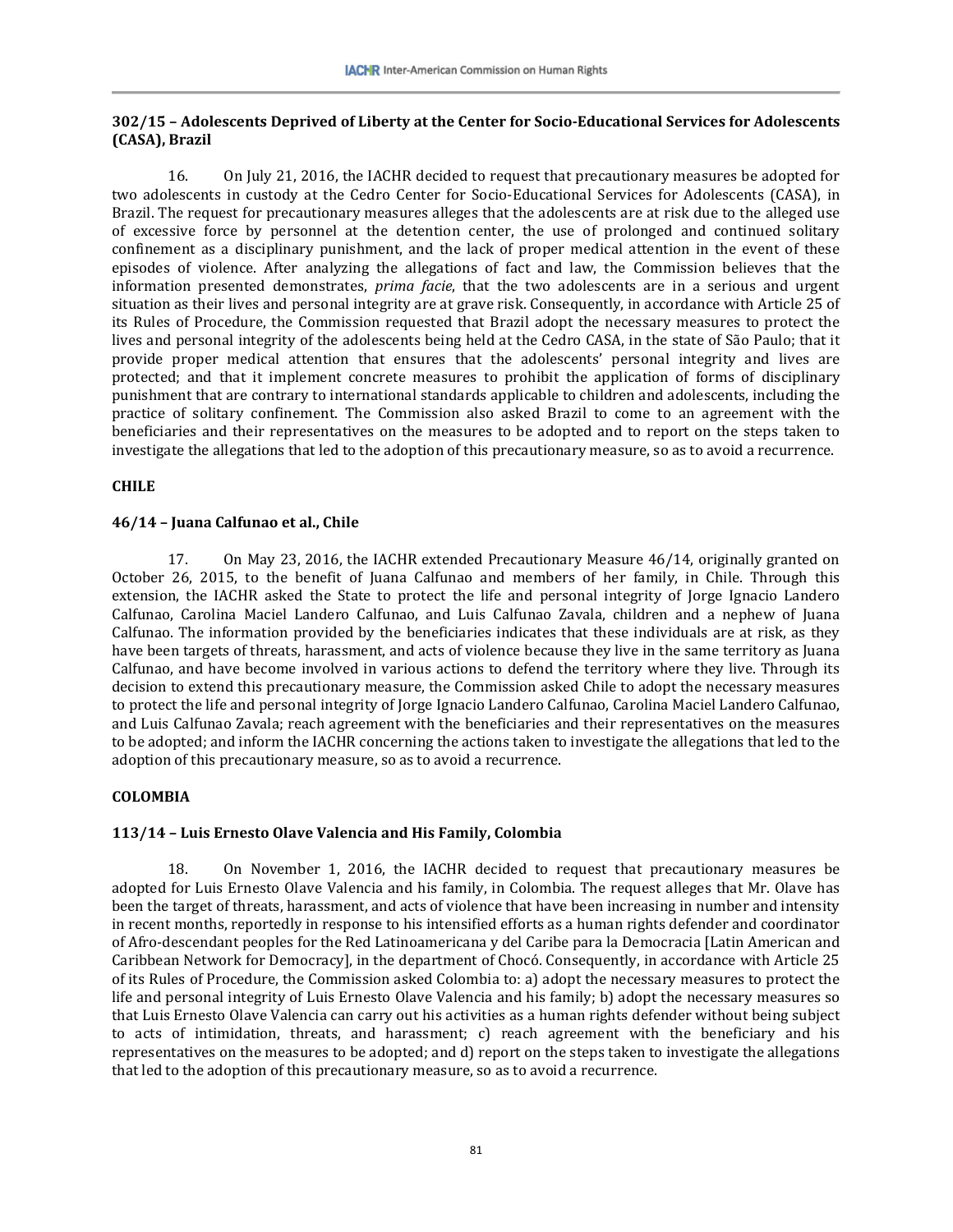**302/15 – Adolescents Deprived of Liberty at the Center for Socio-Educational Services for Adolescents (CASA), Brazil**

16. On July 21, 2016, the IACHR decided to request that precautionary measures be adopted for two adolescents in custody at the Cedro Center for Socio-Educational Services for Adolescents (CASA), in Brazil. The request for precautionary measures alleges that the adolescents are at risk due to the alleged use of excessive force by personnel at the detention center, the use of prolonged and continued solitary confinement as a disciplinary punishment, and the lack of proper medical attention in the event of these episodes of violence. After analyzing the allegations of fact and law, the Commission believes that the information presented demonstrates, *prima facie*, that the two adolescents are in a serious and urgent situation as their lives and personal integrity are at grave risk. Consequently, in accordance with Article 25 of its Rules of Procedure, the Commission requested that Brazil adopt the necessary measures to protect the lives and personal integrity of the adolescents being held at the Cedro CASA, in the state of São Paulo; that it provide proper medical attention that ensures that the adolescents' personal integrity and lives are protected; and that it implement concrete measures to prohibit the application of forms of disciplinary punishment that are contrary to international standards applicable to children and adolescents, including the practice of solitary confinement. The Commission also asked Brazil to come to an agreement with the beneficiaries and their representatives on the measures to be adopted and to report on the steps taken to investigate the allegations that led to the adoption of this precautionary measure, so as to avoid a recurrence.

**CHILE**

**46/14 – Juana Calfunao et al., Chile**

17. On May 23, 2016, the IACHR extended Precautionary Measure 46/14, originally granted on October 26, 2015, to the benefit of Juana Calfunao and members of her family, in Chile. Through this extension, the IACHR asked the State to protect the life and personal integrity of Jorge Ignacio Landero Calfunao, Carolina Maciel Landero Calfunao, and Luis Calfunao Zavala, children and a nephew of Juana Calfunao. The information provided by the beneficiaries indicates that these individuals are at risk, as they have been targets of threats, harassment, and acts of violence because they live in the same territory as Juana Calfunao, and have become involved in various actions to defend the territory where they live. Through its decision to extend this precautionary measure, the Commission asked Chile to adopt the necessary measures to protect the life and personal integrity of Jorge Ignacio Landero Calfunao, Carolina Maciel Landero Calfunao, and Luis Calfunao Zavala; reach agreement with the beneficiaries and their representatives on the measures to be adopted; and inform the IACHR concerning the actions taken to investigate the allegations that led to the adoption of this precautionary measure, so as to avoid a recurrence.

**COLOMBIA**

**113/14 – Luis Ernesto Olave Valencia and His Family, Colombia**

18. On November 1, 2016, the IACHR decided to request that precautionary measures be adopted for Luis Ernesto Olave Valencia and his family, in Colombia. The request alleges that Mr. Olave has been the target of threats, harassment, and acts of violence that have been increasing in number and intensity in recent months, reportedly in response to his intensified efforts as a human rights defender and coordinator of Afro-descendant peoples for the Red Latinoamericana y del Caribe para la Democracia [Latin American and Caribbean Network for Democracy], in the department of Chocó. Consequently, in accordance with Article 25 of its Rules of Procedure, the Commission asked Colombia to: a) adopt the necessary measures to protect the life and personal integrity of Luis Ernesto Olave Valencia and his family; b) adopt the necessary measures so that Luis Ernesto Olave Valencia can carry out his activities as a human rights defender without being subject to acts of intimidation, threats, and harassment; c) reach agreement with the beneficiary and his representatives on the measures to be adopted; and d) report on the steps taken to investigate the allegations that led to the adoption of this precautionary measure, so as to avoid a recurrence.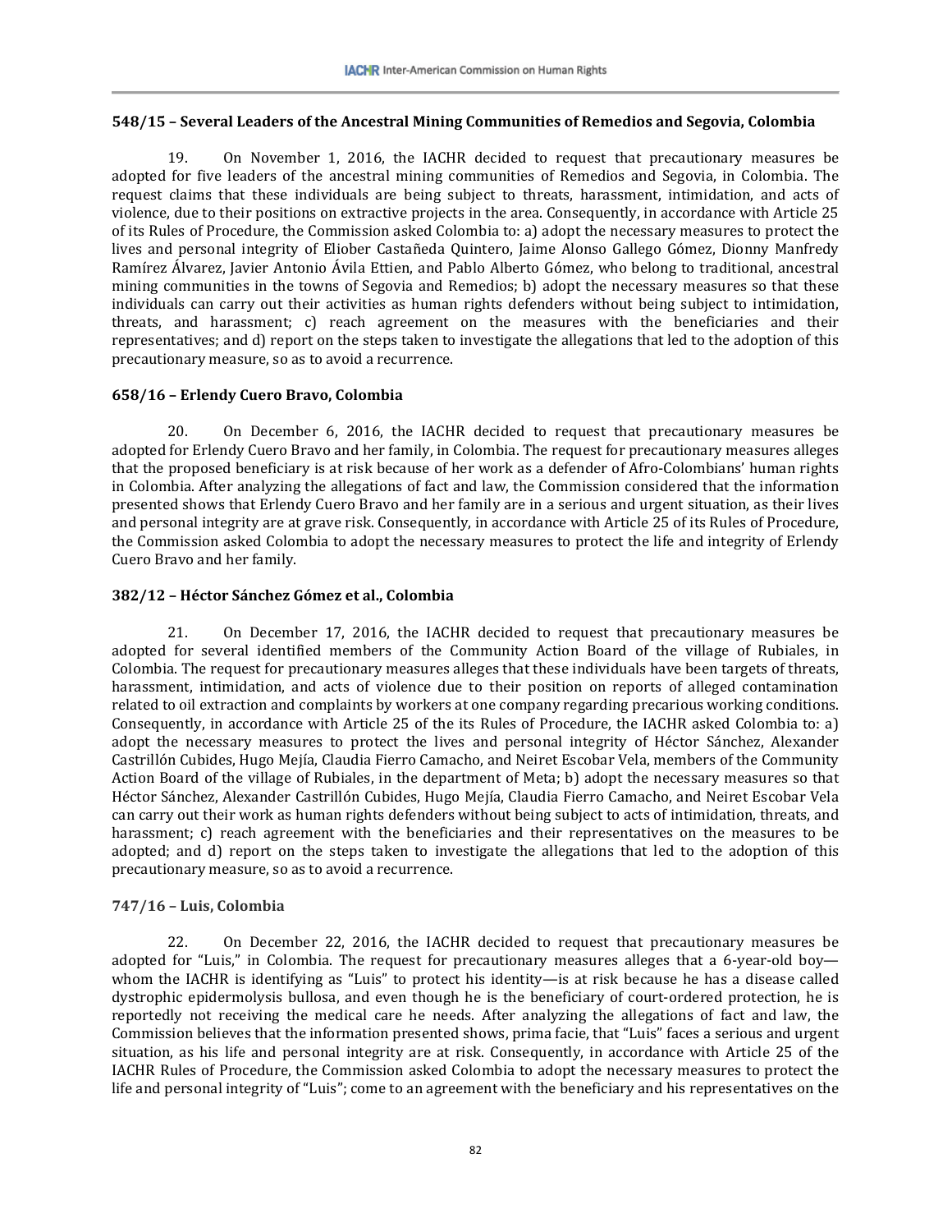#### 548/15 – Several Leaders of the Ancestral Mining Communities of Remedios and Segovia, Colombia

19. On November 1, 2016, the IACHR decided to request that precautionary measures be adopted for five leaders of the ancestral mining communities of Remedios and Segovia, in Colombia. The request claims that these individuals are being subject to threats, harassment, intimidation, and acts of violence, due to their positions on extractive projects in the area. Consequently, in accordance with Article 25 of its Rules of Procedure, the Commission asked Colombia to: a) adopt the necessary measures to protect the lives and personal integrity of Eliober Castañeda Quintero, Jaime Alonso Gallego Gómez, Dionny Manfredy Ramírez Álvarez, Javier Antonio Ávila Ettien, and Pablo Alberto Gómez, who belong to traditional, ancestral mining communities in the towns of Segovia and Remedios; b) adopt the necessary measures so that these individuals can carry out their activities as human rights defenders without being subject to intimidation, threats, and harassment; c) reach agreement on the measures with the beneficiaries and their representatives; and d) report on the steps taken to investigate the allegations that led to the adoption of this precautionary measure, so as to avoid a recurrence.

#### 658/16 – Erlendy Cuero Bravo, Colombia

20. On December 6, 2016, the IACHR decided to request that precautionary measures be adopted for Erlendy Cuero Bravo and her family, in Colombia. The request for precautionary measures alleges that the proposed beneficiary is at risk because of her work as a defender of Afro-Colombians' human rights in Colombia. After analyzing the allegations of fact and law, the Commission considered that the information presented shows that Erlendy Cuero Bravo and her family are in a serious and urgent situation, as their lives and personal integrity are at grave risk. Consequently, in accordance with Article 25 of its Rules of Procedure, the Commission asked Colombia to adopt the necessary measures to protect the life and integrity of Erlendy Cuero Bravo and her family.

#### 382/12 – Héctor Sánchez Gómez et al., Colombia

21. On December 17, 2016, the IACHR decided to request that precautionary measures be adopted for several identified members of the Community Action Board of the village of Rubiales, in Colombia. The request for precautionary measures alleges that these individuals have been targets of threats, harassment, intimidation, and acts of violence due to their position on reports of alleged contamination related to oil extraction and complaints by workers at one company regarding precarious working conditions. Consequently, in accordance with Article 25 of the its Rules of Procedure, the IACHR asked Colombia to: a) adopt the necessary measures to protect the lives and personal integrity of Héctor Sánchez, Alexander Castrillón Cubides, Hugo Mejía, Claudia Fierro Camacho, and Neiret Escobar Vela, members of the Community Action Board of the village of Rubiales, in the department of Meta; b) adopt the necessary measures so that Héctor Sánchez, Alexander Castrillón Cubides, Hugo Mejía, Claudia Fierro Camacho, and Neiret Escobar Vela can carry out their work as human rights defenders without being subject to acts of intimidation, threats, and harassment; c) reach agreement with the beneficiaries and their representatives on the measures to be adopted; and d) report on the steps taken to investigate the allegations that led to the adoption of this precautionary measure, so as to avoid a recurrence.

#### 747/16 – Luis, Colombia

22. On December 22, 2016, the IACHR decided to request that precautionary measures be adopted for "Luis," in Colombia. The request for precautionary measures alleges that a 6-year-old boy—whom the IACHR is identifying as "Luis" to protect his identity—is at risk because he has a disease called dystrophic epidermolysis bullosa, and even though he is the beneficiary of court-ordered protection, he is reportedly not receiving the medical care he needs. After analyzing the allegations of fact and law, the Commission believes that the information presented shows, prima facie, that "Luis" faces a serious and urgent situation, as his life and personal integrity are at risk. Consequently, in accordance with Article 25 of the IACHR Rules of Procedure, the Commission asked Colombia to adopt the necessary measures to protect the life and personal integrity of "Luis"; come to an agreement with the beneficiary and his representatives on the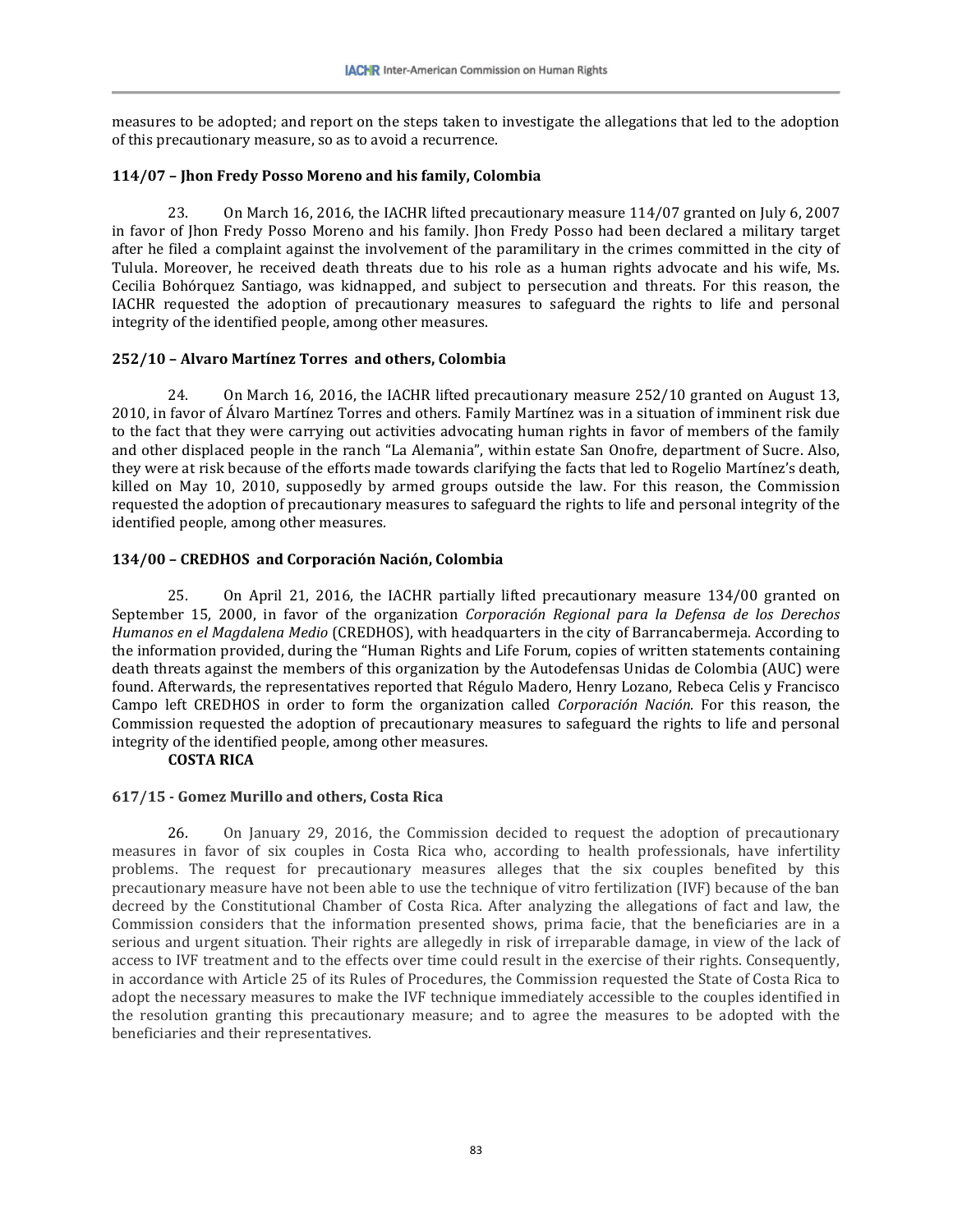measures to be adopted; and report on the steps taken to investigate the allegations that led to the adoption of this precautionary measure, so as to avoid a recurrence.

**114/07 – Jhon Fredy Posso Moreno and his family, Colombia**

23. On March 16, 2016, the IACHR lifted precautionary measure 114/07 granted on July 6, 2007 in favor of Jhon Fredy Posso Moreno and his family. Jhon Fredy Posso had been declared a military target after he filed a complaint against the involvement of the paramilitary in the crimes committed in the city of Tulula. Moreover, he received death threats due to his role as a human rights advocate and his wife, Ms. Cecilia Bohórquez Santiago, was kidnapped, and subject to persecution and threats. For this reason, the IACHR requested the adoption of precautionary measures to safeguard the rights to life and personal integrity of the identified people, among other measures.

**252/10 – Alvaro Martínez Torres and others, Colombia**

24. On March 16, 2016, the IACHR lifted precautionary measure 252/10 granted on August 13, 2010, in favor of Álvaro Martínez Torres and others. Family Martínez was in a situation of imminent risk due to the fact that they were carrying out activities advocating human rights in favor of members of the family and other displaced people in the ranch "La Alemania", within estate San Onofre, department of Sucre. Also, they were at risk because of the efforts made towards clarifying the facts that led to Rogelio Martínez's death, killed on May 10, 2010, supposedly by armed groups outside the law. For this reason, the Commission requested the adoption of precautionary measures to safeguard the rights to life and personal integrity of the identified people, among other measures.

**134/00 – CREDHOS and Corporación Nación, Colombia**

25. On April 21, 2016, the IACHR partially lifted precautionary measure 134/00 granted on September 15, 2000, in favor of the organization *Corporación Regional para la Defensa de los Derechos Humanos en el Magdalena Medio* (CREDHOS), with headquarters in the city of Barrancabermeja. According to the information provided, during the "Human Rights and Life Forum, copies of written statements containing death threats against the members of this organization by the Autodefensas Unidas de Colombia (AUC) were found. Afterwards, the representatives reported that Régulo Madero, Henry Lozano, Rebeca Celis y Francisco Campo left CREDHOS in order to form the organization called *Corporación Nación*. For this reason, the Commission requested the adoption of precautionary measures to safeguard the rights to life and personal integrity of the identified people, among other measures.

**COSTA RICA**

**617/15 - Gomez Murillo and others, Costa Rica**

26. On January 29, 2016, the Commission decided to request the adoption of precautionary measures in favor of six couples in Costa Rica who, according to health professionals, have infertility problems. The request for precautionary measures alleges that the six couples benefited by this precautionary measure have not been able to use the technique of vitro fertilization (IVF) because of the ban decreed by the Constitutional Chamber of Costa Rica. After analyzing the allegations of fact and law, the Commission considers that the information presented shows, prima facie, that the beneficiaries are in a serious and urgent situation. Their rights are allegedly in risk of irreparable damage, in view of the lack of access to IVF treatment and to the effects over time could result in the exercise of their rights. Consequently, in accordance with Article 25 of its Rules of Procedures, the Commission requested the State of Costa Rica to adopt the necessary measures to make the IVF technique immediately accessible to the couples identified in the resolution granting this precautionary measure; and to agree the measures to be adopted with the beneficiaries and their representatives.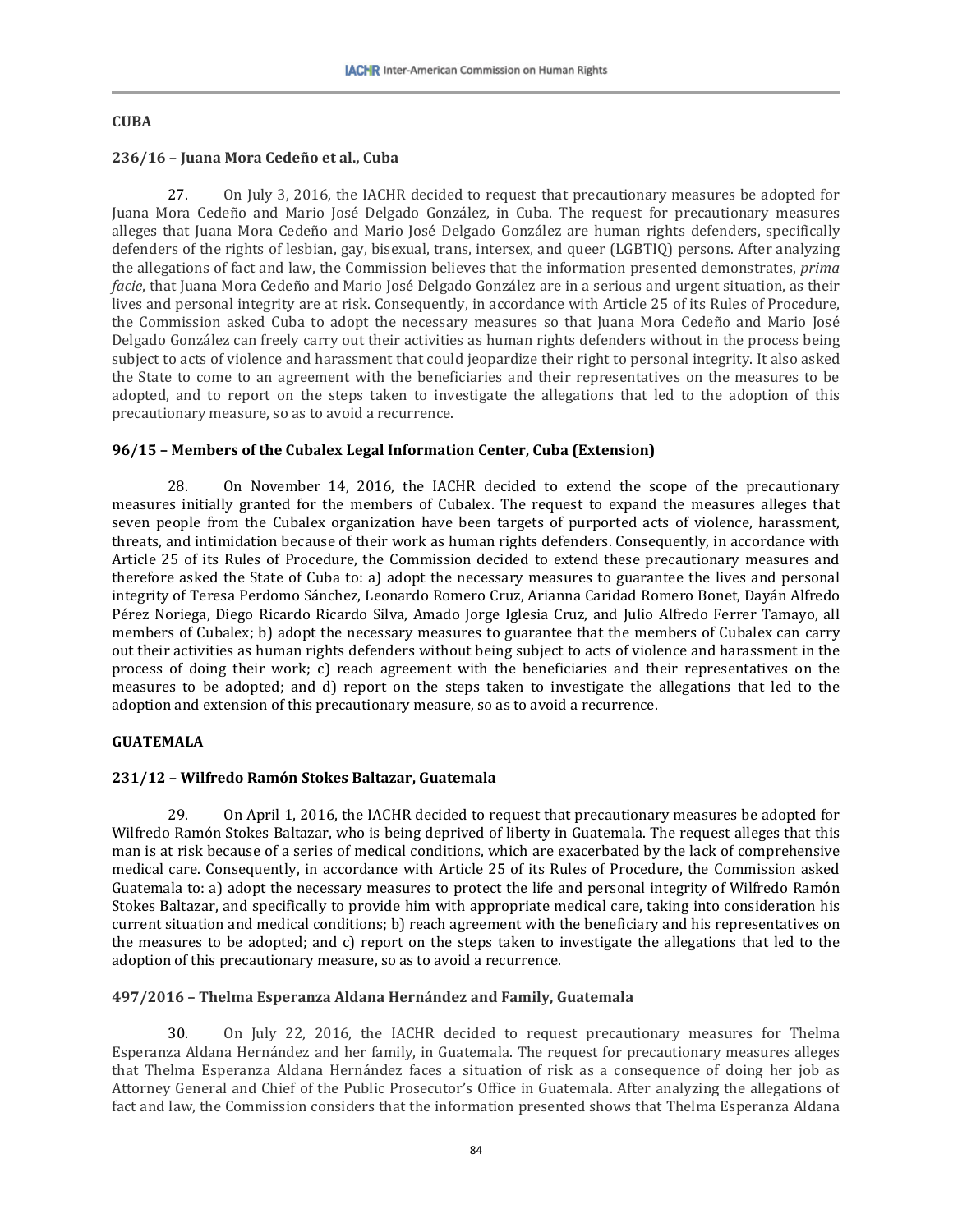## CUBA

### 236/16 – Juana Mora Cedeño et al., Cuba

27. On July 3, 2016, the IACHR decided to request that precautionary measures be adopted for Juana Mora Cedeño and Mario José Delgado González, in Cuba. The request for precautionary measures alleges that Juana Mora Cedeño and Mario José Delgado González are human rights defenders, specifically defenders of the rights of lesbian, gay, bisexual, trans, intersex, and queer (LGBTIQ) persons. After analyzing the allegations of fact and law, the Commission believes that the information presented demonstrates, *prima facie*, that Juana Mora Cedeño and Mario José Delgado González are in a serious and urgent situation, as their lives and personal integrity are at risk. Consequently, in accordance with Article 25 of its Rules of Procedure, the Commission asked Cuba to adopt the necessary measures so that Juana Mora Cedeño and Mario José Delgado González can freely carry out their activities as human rights defenders without in the process being subject to acts of violence and harassment that could jeopardize their right to personal integrity. It also asked the State to come to an agreement with the beneficiaries and their representatives on the measures to be adopted, and to report on the steps taken to investigate the allegations that led to the adoption of this precautionary measure, so as to avoid a recurrence.

### 96/15 – Members of the Cubalex Legal Information Center, Cuba (Extension)

28. On November 14, 2016, the IACHR decided to extend the scope of the precautionary measures initially granted for the members of Cubalex. The request to expand the measures alleges that seven people from the Cubalex organization have been targets of purported acts of violence, harassment, threats, and intimidation because of their work as human rights defenders. Consequently, in accordance with Article 25 of its Rules of Procedure, the Commission decided to extend these precautionary measures and therefore asked the State of Cuba to: a) adopt the necessary measures to guarantee the lives and personal integrity of Teresa Perdomo Sánchez, Leonardo Romero Cruz, Arianna Caridad Romero Bonet, Dayán Alfredo Pérez Noriega, Diego Ricardo Ricardo Silva, Amado Jorge Iglesia Cruz, and Julio Alfredo Ferrer Tamayo, all members of Cubalex; b) adopt the necessary measures to guarantee that the members of Cubalex can carry out their activities as human rights defenders without being subject to acts of violence and harassment in the process of doing their work; c) reach agreement with the beneficiaries and their representatives on the measures to be adopted; and d) report on the steps taken to investigate the allegations that led to the adoption and extension of this precautionary measure, so as to avoid a recurrence.

## GUATEMALA

### 231/12 – Wilfredo Ramón Stokes Baltazar, Guatemala

29. On April 1, 2016, the IACHR decided to request that precautionary measures be adopted for Wilfredo Ramón Stokes Baltazar, who is being deprived of liberty in Guatemala. The request alleges that this man is at risk because of a series of medical conditions, which are exacerbated by the lack of comprehensive medical care. Consequently, in accordance with Article 25 of its Rules of Procedure, the Commission asked Guatemala to: a) adopt the necessary measures to protect the life and personal integrity of Wilfredo Ramón Stokes Baltazar, and specifically to provide him with appropriate medical care, taking into consideration his current situation and medical conditions; b) reach agreement with the beneficiary and his representatives on the measures to be adopted; and c) report on the steps taken to investigate the allegations that led to the adoption of this precautionary measure, so as to avoid a recurrence.

### 497/2016 – Thelma Esperanza Aldana Hernández and Family, Guatemala

30. On July 22, 2016, the IACHR decided to request precautionary measures for Thelma Esperanza Aldana Hernández and her family, in Guatemala. The request for precautionary measures alleges that Thelma Esperanza Aldana Hernández faces a situation of risk as a consequence of doing her job as Attorney General and Chief of the Public Prosecutor's Office in Guatemala. After analyzing the allegations of fact and law, the Commission considers that the information presented shows that Thelma Esperanza Aldana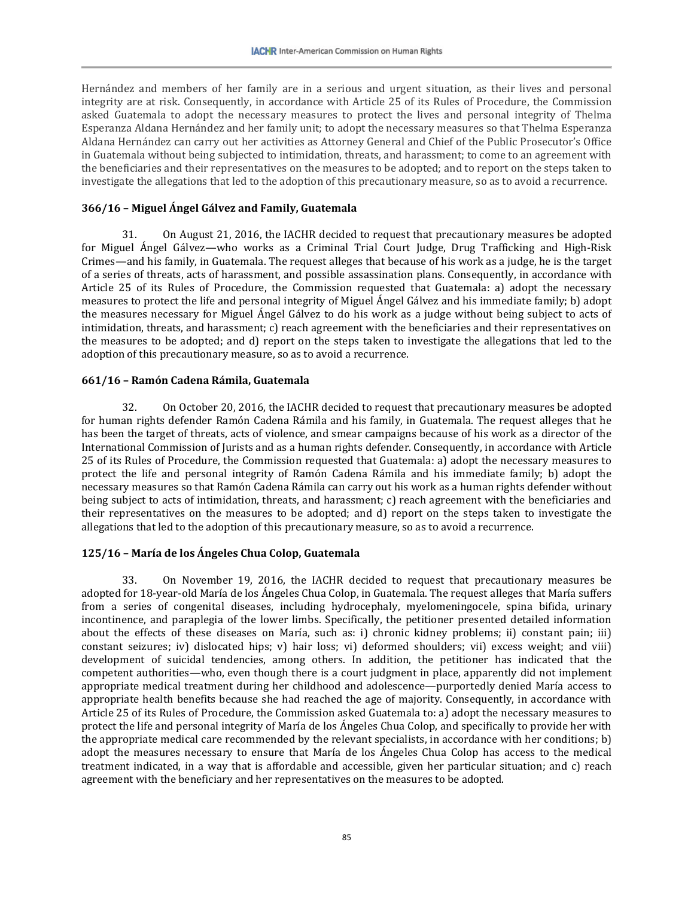Hernández and members of her family are in a serious and urgent situation, as their lives and personal integrity are at risk. Consequently, in accordance with Article 25 of its Rules of Procedure, the Commission asked Guatemala to adopt the necessary measures to protect the lives and personal integrity of Thelma Esperanza Aldana Hernández and her family unit; to adopt the necessary measures so that Thelma Esperanza Aldana Hernández can carry out her activities as Attorney General and Chief of the Public Prosecutor's Office in Guatemala without being subjected to intimidation, threats, and harassment; to come to an agreement with the beneficiaries and their representatives on the measures to be adopted; and to report on the steps taken to investigate the allegations that led to the adoption of this precautionary measure, so as to avoid a recurrence.

### 366/16 – Miguel Ángel Gálvez and Family, Guatemala

31. On August 21, 2016, the IACHR decided to request that precautionary measures be adopted for Miguel Ángel Gálvez—who works as a Criminal Trial Court Judge, Drug Trafficking and High-Risk Crimes—and his family, in Guatemala. The request alleges that because of his work as a judge, he is the target of a series of threats, acts of harassment, and possible assassination plans. Consequently, in accordance with Article 25 of its Rules of Procedure, the Commission requested that Guatemala: a) adopt the necessary measures to protect the life and personal integrity of Miguel Ángel Gálvez and his immediate family; b) adopt the measures necessary for Miguel Ángel Gálvez to do his work as a judge without being subject to acts of intimidation, threats, and harassment; c) reach agreement with the beneficiaries and their representatives on the measures to be adopted; and d) report on the steps taken to investigate the allegations that led to the adoption of this precautionary measure, so as to avoid a recurrence.

### 661/16 – Ramón Cadena Rámila, Guatemala

32. On October 20, 2016, the IACHR decided to request that precautionary measures be adopted for human rights defender Ramón Cadena Rámila and his family, in Guatemala. The request alleges that he has been the target of threats, acts of violence, and smear campaigns because of his work as a director of the International Commission of Jurists and as a human rights defender. Consequently, in accordance with Article 25 of its Rules of Procedure, the Commission requested that Guatemala: a) adopt the necessary measures to protect the life and personal integrity of Ramón Cadena Rámila and his immediate family; b) adopt the necessary measures so that Ramón Cadena Rámila can carry out his work as a human rights defender without being subject to acts of intimidation, threats, and harassment; c) reach agreement with the beneficiaries and their representatives on the measures to be adopted; and d) report on the steps taken to investigate the allegations that led to the adoption of this precautionary measure, so as to avoid a recurrence.

### 125/16 – María de los Ángeles Chua Colop, Guatemala

33. On November 19, 2016, the IACHR decided to request that precautionary measures be adopted for 18-year-old María de los Ángeles Chua Colop, in Guatemala. The request alleges that María suffers from a series of congenital diseases, including hydrocephaly, myelomeningocele, spina bifida, urinary incontinence, and paraplegia of the lower limbs. Specifically, the petitioner presented detailed information about the effects of these diseases on María, such as: i) chronic kidney problems; ii) constant pain; iii) constant seizures; iv) dislocated hips; v) hair loss; vi) deformed shoulders; vii) excess weight; and viii) development of suicidal tendencies, among others. In addition, the petitioner has indicated that the competent authorities—who, even though there is a court judgment in place, apparently did not implement appropriate medical treatment during her childhood and adolescence—purportedly denied María access to appropriate health benefits because she had reached the age of majority. Consequently, in accordance with Article 25 of its Rules of Procedure, the Commission asked Guatemala to: a) adopt the necessary measures to protect the life and personal integrity of María de los Ángeles Chua Colop, and specifically to provide her with the appropriate medical care recommended by the relevant specialists, in accordance with her conditions; b) adopt the measures necessary to ensure that María de los Ángeles Chua Colop has access to the medical treatment indicated, in a way that is affordable and accessible, given her particular situation; and c) reach agreement with the beneficiary and her representatives on the measures to be adopted.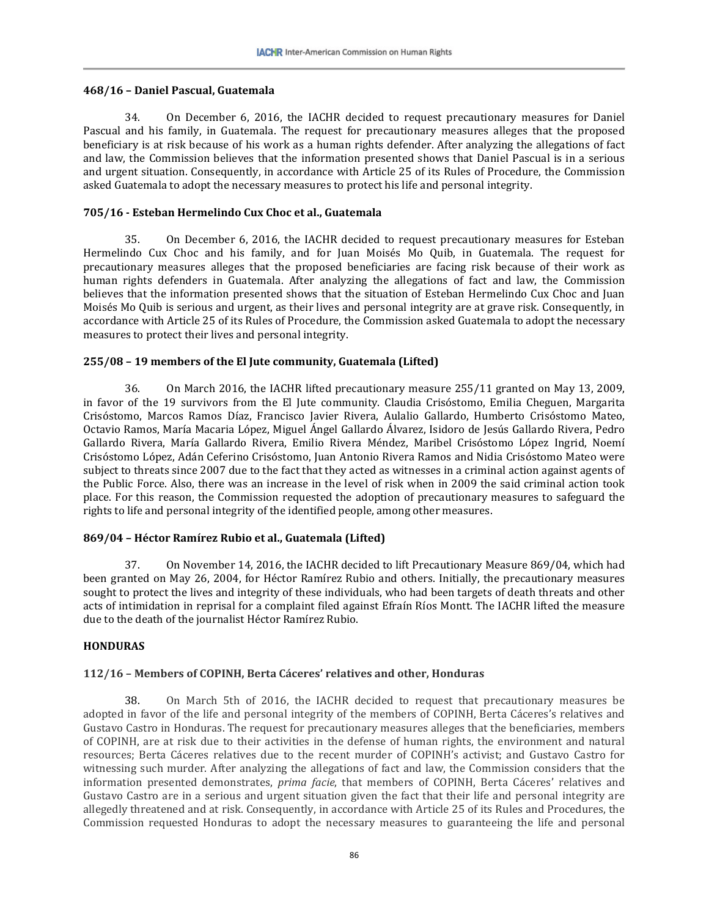#### 468/16 – Daniel Pascual, Guatemala

34. On December 6, 2016, the IACHR decided to request precautionary measures for Daniel Pascual and his family, in Guatemala. The request for precautionary measures alleges that the proposed beneficiary is at risk because of his work as a human rights defender. After analyzing the allegations of fact and law, the Commission believes that the information presented shows that Daniel Pascual is in a serious and urgent situation. Consequently, in accordance with Article 25 of its Rules of Procedure, the Commission asked Guatemala to adopt the necessary measures to protect his life and personal integrity.

#### 705/16 - Esteban Hermelindo Cux Choc et al., Guatemala

35. On December 6, 2016, the IACHR decided to request precautionary measures for Esteban Hermelindo Cux Choc and his family, and for Juan Moisés Mo Quib, in Guatemala. The request for precautionary measures alleges that the proposed beneficiaries are facing risk because of their work as human rights defenders in Guatemala. After analyzing the allegations of fact and law, the Commission believes that the information presented shows that the situation of Esteban Hermelindo Cux Choc and Juan Moisés Mo Quib is serious and urgent, as their lives and personal integrity are at grave risk. Consequently, in accordance with Article 25 of its Rules of Procedure, the Commission asked Guatemala to adopt the necessary measures to protect their lives and personal integrity.

#### 255/08 – 19 members of the El Jute community, Guatemala (Lifted)

36. On March 2016, the IACHR lifted precautionary measure 255/11 granted on May 13, 2009, in favor of the 19 survivors from the El Jute community. Claudia Crisóstomo, Emilia Cheguen, Margarita Crisóstomo, Marcos Ramos Díaz, Francisco Javier Rivera, Aulalio Gallardo, Humberto Crisóstomo Mateo, Octavio Ramos, María Macaria López, Miguel Ángel Gallardo Álvarez, Isidoro de Jesús Gallardo Rivera, Pedro Gallardo Rivera, María Gallardo Rivera, Emilio Rivera Méndez, Maribel Crisóstomo López Ingrid, Noemí Crisóstomo López, Adán Ceferino Crisóstomo, Juan Antonio Rivera Ramos and Nidia Crisóstomo Mateo were subject to threats since 2007 due to the fact that they acted as witnesses in a criminal action against agents of the Public Force. Also, there was an increase in the level of risk when in 2009 the said criminal action took place. For this reason, the Commission requested the adoption of precautionary measures to safeguard the rights to life and personal integrity of the identified people, among other measures.

#### 869/04 – Héctor Ramírez Rubio et al., Guatemala (Lifted)

37. On November 14, 2016, the IACHR decided to lift Precautionary Measure 869/04, which had been granted on May 26, 2004, for Héctor Ramírez Rubio and others. Initially, the precautionary measures sought to protect the lives and integrity of these individuals, who had been targets of death threats and other acts of intimidation in reprisal for a complaint filed against Efraín Ríos Montt. The IACHR lifted the measure due to the death of the journalist Héctor Ramírez Rubio.

### HONDURAS

#### 112/16 – Members of COPINH, Berta Cáceres' relatives and other, Honduras

38. On March 5th of 2016, the IACHR decided to request that precautionary measures be adopted in favor of the life and personal integrity of the members of COPINH, Berta Cáceres's relatives and Gustavo Castro in Honduras. The request for precautionary measures alleges that the beneficiaries, members of COPINH, are at risk due to their activities in the defense of human rights, the environment and natural resources; Berta Cáceres relatives due to the recent murder of COPINH's activist; and Gustavo Castro for witnessing such murder. After analyzing the allegations of fact and law, the Commission considers that the information presented demonstrates, *prima facie*, that members of COPINH, Berta Cáceres' relatives and Gustavo Castro are in a serious and urgent situation given the fact that their life and personal integrity are allegedly threatened and at risk. Consequently, in accordance with Article 25 of its Rules and Procedures, the Commission requested Honduras to adopt the necessary measures to guaranteeing the life and personal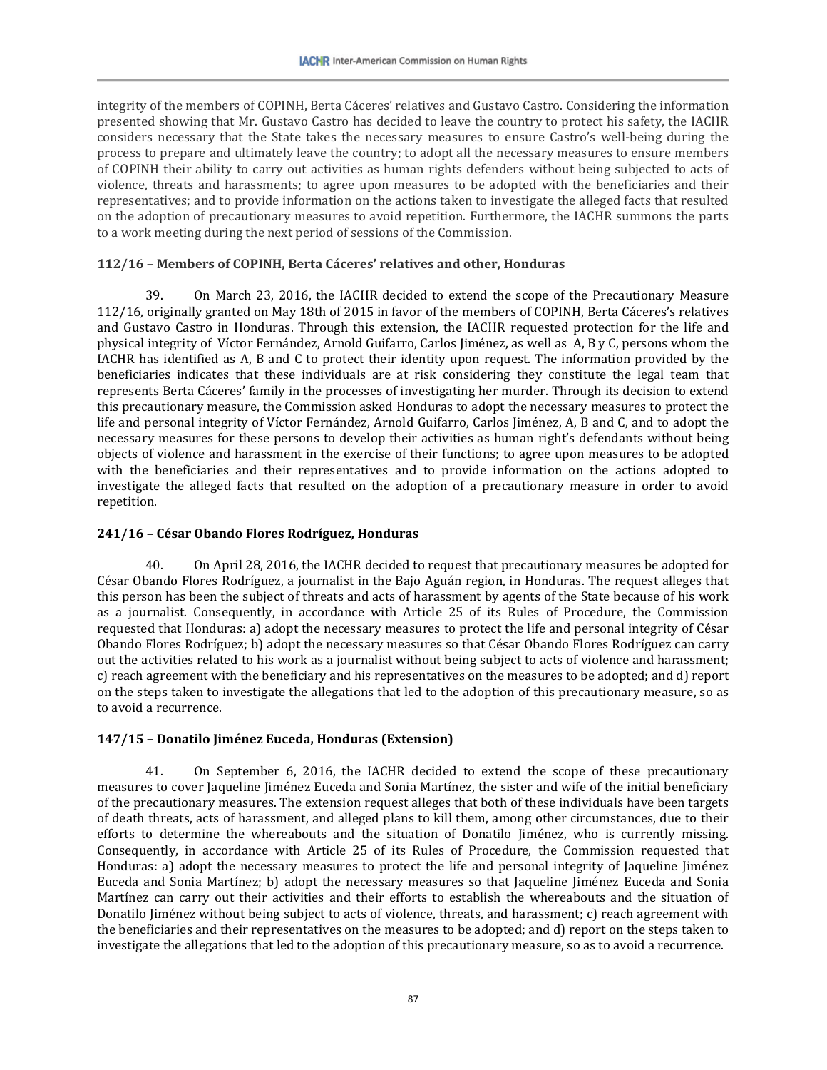integrity of the members of COPINH, Berta Cáceres' relatives and Gustavo Castro. Considering the information presented showing that Mr. Gustavo Castro has decided to leave the country to protect his safety, the IACHR considers necessary that the State takes the necessary measures to ensure Castro's well-being during the process to prepare and ultimately leave the country; to adopt all the necessary measures to ensure members of COPINH their ability to carry out activities as human rights defenders without being subjected to acts of violence, threats and harassments; to agree upon measures to be adopted with the beneficiaries and their representatives; and to provide information on the actions taken to investigate the alleged facts that resulted on the adoption of precautionary measures to avoid repetition. Furthermore, the IACHR summons the parts to a work meeting during the next period of sessions of the Commission.

**112/16 – Members of COPINH, Berta Cáceres' relatives and other, Honduras**

39. On March 23, 2016, the IACHR decided to extend the scope of the Precautionary Measure 112/16, originally granted on May 18th of 2015 in favor of the members of COPINH, Berta Cáceres's relatives and Gustavo Castro in Honduras. Through this extension, the IACHR requested protection for the life and physical integrity of Víctor Fernández, Arnold Guifarro, Carlos Jiménez, as well as A, B y C, persons whom the IACHR has identified as A, B and C to protect their identity upon request. The information provided by the beneficiaries indicates that these individuals are at risk considering they constitute the legal team that represents Berta Cáceres' family in the processes of investigating her murder. Through its decision to extend this precautionary measure, the Commission asked Honduras to adopt the necessary measures to protect the life and personal integrity of Víctor Fernández, Arnold Guifarro, Carlos Jiménez, A, B and C, and to adopt the necessary measures for these persons to develop their activities as human right's defendants without being objects of violence and harassment in the exercise of their functions; to agree upon measures to be adopted with the beneficiaries and their representatives and to provide information on the actions adopted to investigate the alleged facts that resulted on the adoption of a precautionary measure in order to avoid repetition.

**241/16 – César Obando Flores Rodríguez, Honduras**

40. On April 28, 2016, the IACHR decided to request that precautionary measures be adopted for César Obando Flores Rodríguez, a journalist in the Bajo Aguán region, in Honduras. The request alleges that this person has been the subject of threats and acts of harassment by agents of the State because of his work as a journalist. Consequently, in accordance with Article 25 of its Rules of Procedure, the Commission requested that Honduras: a) adopt the necessary measures to protect the life and personal integrity of César Obando Flores Rodríguez; b) adopt the necessary measures so that César Obando Flores Rodríguez can carry out the activities related to his work as a journalist without being subject to acts of violence and harassment; c) reach agreement with the beneficiary and his representatives on the measures to be adopted; and d) report on the steps taken to investigate the allegations that led to the adoption of this precautionary measure, so as to avoid a recurrence.

**147/15 – Donatilo Jiménez Euceda, Honduras (Extension)**

41. On September 6, 2016, the IACHR decided to extend the scope of these precautionary measures to cover Jaqueline Jiménez Euceda and Sonia Martínez, the sister and wife of the initial beneficiary of the precautionary measures. The extension request alleges that both of these individuals have been targets of death threats, acts of harassment, and alleged plans to kill them, among other circumstances, due to their efforts to determine the whereabouts and the situation of Donatilo Jiménez, who is currently missing. Consequently, in accordance with Article 25 of its Rules of Procedure, the Commission requested that Honduras: a) adopt the necessary measures to protect the life and personal integrity of Jaqueline Jiménez Euceda and Sonia Martínez; b) adopt the necessary measures so that Jaqueline Jiménez Euceda and Sonia Martínez can carry out their activities and their efforts to establish the whereabouts and the situation of Donatilo Jiménez without being subject to acts of violence, threats, and harassment; c) reach agreement with the beneficiaries and their representatives on the measures to be adopted; and d) report on the steps taken to investigate the allegations that led to the adoption of this precautionary measure, so as to avoid a recurrence.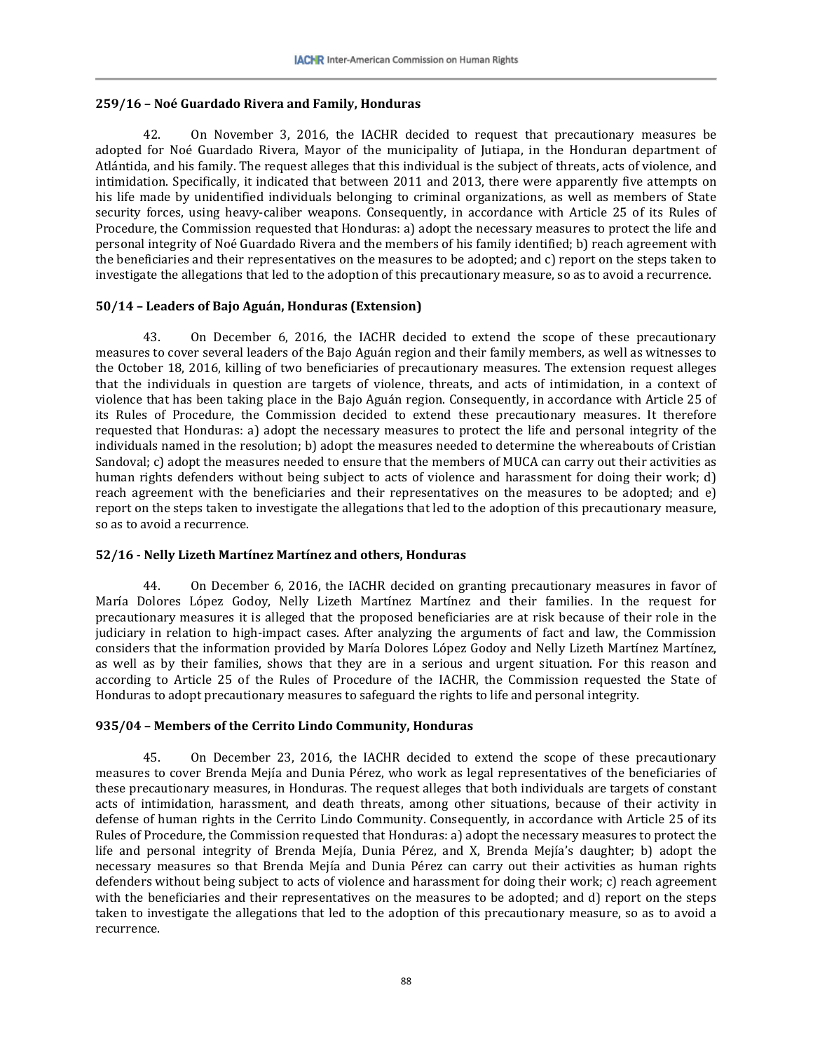### 259/16 – Noé Guardado Rivera and Family, Honduras

42. On November 3, 2016, the IACHR decided to request that precautionary measures be adopted for Noé Guardado Rivera, Mayor of the municipality of Jutiapa, in the Honduran department of Atlántida, and his family. The request alleges that this individual is the subject of threats, acts of violence, and intimidation. Specifically, it indicated that between 2011 and 2013, there were apparently five attempts on his life made by unidentified individuals belonging to criminal organizations, as well as members of State security forces, using heavy-caliber weapons. Consequently, in accordance with Article 25 of its Rules of Procedure, the Commission requested that Honduras: a) adopt the necessary measures to protect the life and personal integrity of Noé Guardado Rivera and the members of his family identified; b) reach agreement with the beneficiaries and their representatives on the measures to be adopted; and c) report on the steps taken to investigate the allegations that led to the adoption of this precautionary measure, so as to avoid a recurrence.

### 50/14 – Leaders of Bajo Aguán, Honduras (Extension)

43. On December 6, 2016, the IACHR decided to extend the scope of these precautionary measures to cover several leaders of the Bajo Aguán region and their family members, as well as witnesses to the October 18, 2016, killing of two beneficiaries of precautionary measures. The extension request alleges that the individuals in question are targets of violence, threats, and acts of intimidation, in a context of violence that has been taking place in the Bajo Aguán region. Consequently, in accordance with Article 25 of its Rules of Procedure, the Commission decided to extend these precautionary measures. It therefore requested that Honduras: a) adopt the necessary measures to protect the life and personal integrity of the individuals named in the resolution; b) adopt the measures needed to determine the whereabouts of Cristian Sandoval; c) adopt the measures needed to ensure that the members of MUCA can carry out their activities as human rights defenders without being subject to acts of violence and harassment for doing their work; d) reach agreement with the beneficiaries and their representatives on the measures to be adopted; and e) report on the steps taken to investigate the allegations that led to the adoption of this precautionary measure, so as to avoid a recurrence.

### 52/16 - Nelly Lizeth Martínez Martínez and others, Honduras

44. On December 6, 2016, the IACHR decided on granting precautionary measures in favor of María Dolores López Godoy, Nelly Lizeth Martínez Martínez and their families. In the request for precautionary measures it is alleged that the proposed beneficiaries are at risk because of their role in the judiciary in relation to high-impact cases. After analyzing the arguments of fact and law, the Commission considers that the information provided by María Dolores López Godoy and Nelly Lizeth Martínez Martínez, as well as by their families, shows that they are in a serious and urgent situation. For this reason and according to Article 25 of the Rules of Procedure of the IACHR, the Commission requested the State of Honduras to adopt precautionary measures to safeguard the rights to life and personal integrity.

### 935/04 – Members of the Cerrito Lindo Community, Honduras

45. On December 23, 2016, the IACHR decided to extend the scope of these precautionary measures to cover Brenda Mejía and Dunia Pérez, who work as legal representatives of the beneficiaries of these precautionary measures, in Honduras. The request alleges that both individuals are targets of constant acts of intimidation, harassment, and death threats, among other situations, because of their activity in defense of human rights in the Cerrito Lindo Community. Consequently, in accordance with Article 25 of its Rules of Procedure, the Commission requested that Honduras: a) adopt the necessary measures to protect the life and personal integrity of Brenda Mejía, Dunia Pérez, and X, Brenda Mejía's daughter; b) adopt the necessary measures so that Brenda Mejía and Dunia Pérez can carry out their activities as human rights defenders without being subject to acts of violence and harassment for doing their work; c) reach agreement with the beneficiaries and their representatives on the measures to be adopted; and d) report on the steps taken to investigate the allegations that led to the adoption of this precautionary measure, so as to avoid a recurrence.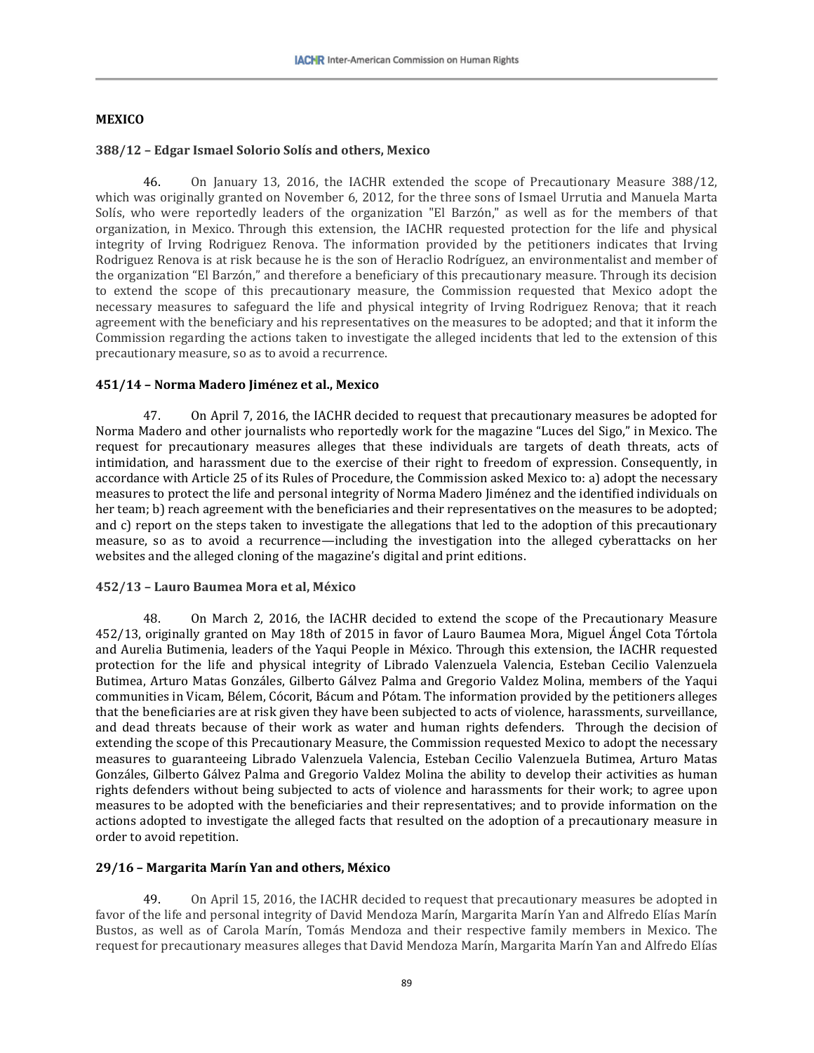**MEXICO**

**388/12 – Edgar Ismael Solorio Solís and others, Mexico**

46. On January 13, 2016, the IACHR extended the scope of Precautionary Measure 388/12, which was originally granted on November 6, 2012, for the three sons of Ismael Urrutia and Manuela Marta Solís, who were reportedly leaders of the organization "El Barzón," as well as for the members of that organization, in Mexico. Through this extension, the IACHR requested protection for the life and physical integrity of Irving Rodriguez Renova. The information provided by the petitioners indicates that Irving Rodriguez Renova is at risk because he is the son of Heraclio Rodríguez, an environmentalist and member of the organization "El Barzón," and therefore a beneficiary of this precautionary measure. Through its decision to extend the scope of this precautionary measure, the Commission requested that Mexico adopt the necessary measures to safeguard the life and physical integrity of Irving Rodriguez Renova; that it reach agreement with the beneficiary and his representatives on the measures to be adopted; and that it inform the Commission regarding the actions taken to investigate the alleged incidents that led to the extension of this precautionary measure, so as to avoid a recurrence.

**451/14 – Norma Madero Jiménez et al., Mexico**

47. On April 7, 2016, the IACHR decided to request that precautionary measures be adopted for Norma Madero and other journalists who reportedly work for the magazine "Luces del Sigo," in Mexico. The request for precautionary measures alleges that these individuals are targets of death threats, acts of intimidation, and harassment due to the exercise of their right to freedom of expression. Consequently, in accordance with Article 25 of its Rules of Procedure, the Commission asked Mexico to: a) adopt the necessary measures to protect the life and personal integrity of Norma Madero Jiménez and the identified individuals on her team; b) reach agreement with the beneficiaries and their representatives on the measures to be adopted; and c) report on the steps taken to investigate the allegations that led to the adoption of this precautionary measure, so as to avoid a recurrence—including the investigation into the alleged cyberattacks on her websites and the alleged cloning of the magazine's digital and print editions.

**452/13 – Lauro Baumea Mora et al, México**

48. On March 2, 2016, the IACHR decided to extend the scope of the Precautionary Measure 452/13, originally granted on May 18th of 2015 in favor of Lauro Baumea Mora, Miguel Ángel Cota Tórtola and Aurelia Butimenia, leaders of the Yaqui People in México. Through this extension, the IACHR requested protection for the life and physical integrity of Librado Valenzuela Valencia, Esteban Cecilio Valenzuela Butimea, Arturo Matas Gonzáles, Gilberto Gálvez Palma and Gregorio Valdez Molina, members of the Yaqui communities in Vicam, Bélem, Cócorit, Bácum and Pótam. The information provided by the petitioners alleges that the beneficiaries are at risk given they have been subjected to acts of violence, harassments, surveillance, and dead threats because of their work as water and human rights defenders. Through the decision of extending the scope of this Precautionary Measure, the Commission requested Mexico to adopt the necessary measures to guaranteeing Librado Valenzuela Valencia, Esteban Cecilio Valenzuela Butimea, Arturo Matas Gonzáles, Gilberto Gálvez Palma and Gregorio Valdez Molina the ability to develop their activities as human rights defenders without being subjected to acts of violence and harassments for their work; to agree upon measures to be adopted with the beneficiaries and their representatives; and to provide information on the actions adopted to investigate the alleged facts that resulted on the adoption of a precautionary measure in order to avoid repetition.

**29/16 – Margarita Marín Yan and others, México**

49. On April 15, 2016, the IACHR decided to request that precautionary measures be adopted in favor of the life and personal integrity of David Mendoza Marín, Margarita Marín Yan and Alfredo Elías Marín Bustos, as well as of Carola Marín, Tomás Mendoza and their respective family members in Mexico. The request for precautionary measures alleges that David Mendoza Marín, Margarita Marín Yan and Alfredo Elías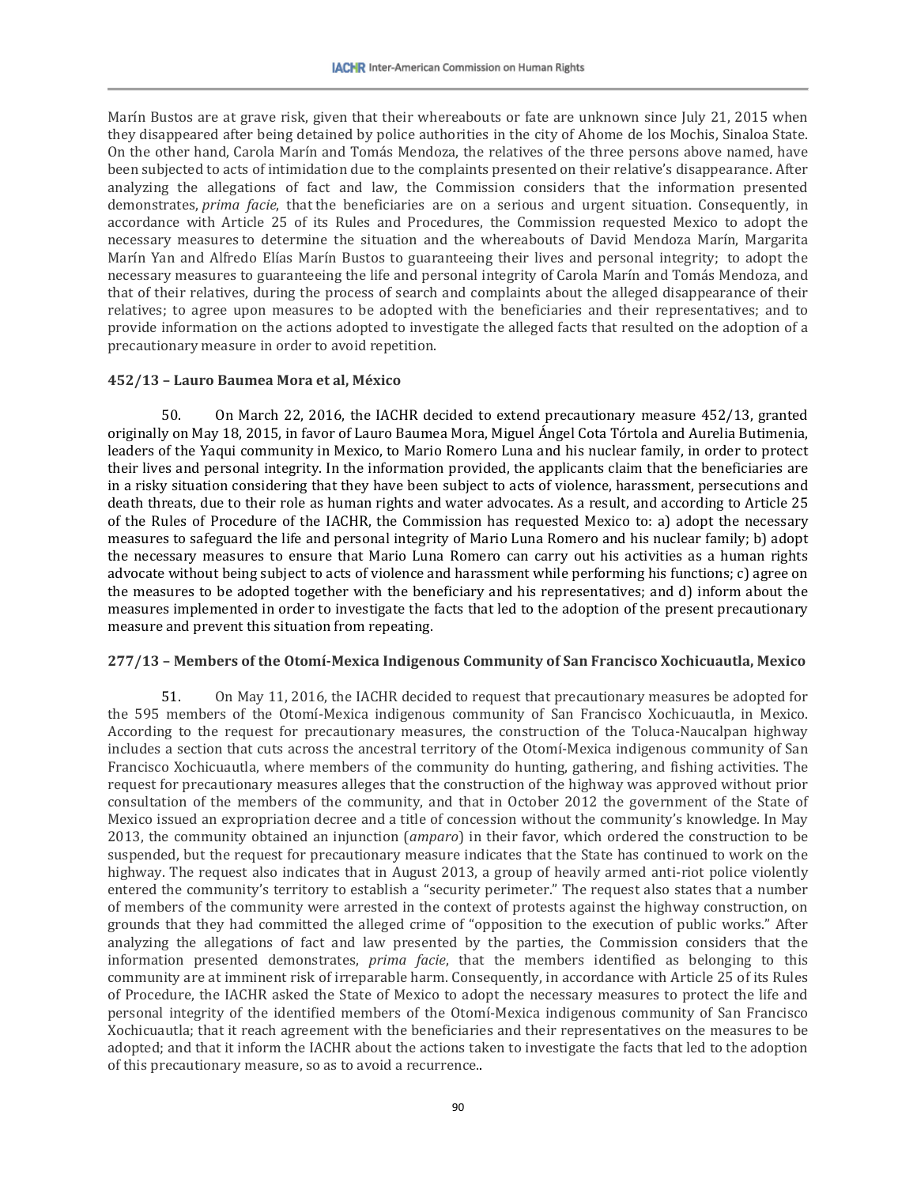Marín Bustos are at grave risk, given that their whereabouts or fate are unknown since July 21, 2015 when they disappeared after being detained by police authorities in the city of Ahome de los Mochis, Sinaloa State. On the other hand, Carola Marín and Tomás Mendoza, the relatives of the three persons above named, have been subjected to acts of intimidation due to the complaints presented on their relative's disappearance. After analyzing the allegations of fact and law, the Commission considers that the information presented demonstrates, *prima facie*, that the beneficiaries are on a serious and urgent situation. Consequently, in accordance with Article 25 of its Rules and Procedures, the Commission requested Mexico to adopt the necessary measures to determine the situation and the whereabouts of David Mendoza Marín, Margarita Marín Yan and Alfredo Elías Marín Bustos to guaranteeing their lives and personal integrity; to adopt the necessary measures to guaranteeing the life and personal integrity of Carola Marín and Tomás Mendoza, and that of their relatives, during the process of search and complaints about the alleged disappearance of their relatives; to agree upon measures to be adopted with the beneficiaries and their representatives; and to provide information on the actions adopted to investigate the alleged facts that resulted on the adoption of a precautionary measure in order to avoid repetition.

**452/13 – Lauro Baumea Mora et al, México**

50. On March 22, 2016, the IACHR decided to extend precautionary measure 452/13, granted originally on May 18, 2015, in favor of Lauro Baumea Mora, Miguel Ángel Cota Tórtola and Aurelia Butimenia, leaders of the Yaqui community in Mexico, to Mario Romero Luna and his nuclear family, in order to protect their lives and personal integrity. In the information provided, the applicants claim that the beneficiaries are in a risky situation considering that they have been subject to acts of violence, harassment, persecutions and death threats, due to their role as human rights and water advocates. As a result, and according to Article 25 of the Rules of Procedure of the IACHR, the Commission has requested Mexico to: a) adopt the necessary measures to safeguard the life and personal integrity of Mario Luna Romero and his nuclear family; b) adopt the necessary measures to ensure that Mario Luna Romero can carry out his activities as a human rights advocate without being subject to acts of violence and harassment while performing his functions; c) agree on the measures to be adopted together with the beneficiary and his representatives; and d) inform about the measures implemented in order to investigate the facts that led to the adoption of the present precautionary measure and prevent this situation from repeating.

**277/13 – Members of the Otomí-Mexica Indigenous Community of San Francisco Xochicuautla, Mexico**

51. On May 11, 2016, the IACHR decided to request that precautionary measures be adopted for the 595 members of the Otomí-Mexica indigenous community of San Francisco Xochicuautla, in Mexico. According to the request for precautionary measures, the construction of the Toluca-Naucalpan highway includes a section that cuts across the ancestral territory of the Otomí-Mexica indigenous community of San Francisco Xochicuautla, where members of the community do hunting, gathering, and fishing activities. The request for precautionary measures alleges that the construction of the highway was approved without prior consultation of the members of the community, and that in October 2012 the government of the State of Mexico issued an expropriation decree and a title of concession without the community's knowledge. In May 2013, the community obtained an injunction (*amparo*) in their favor, which ordered the construction to be suspended, but the request for precautionary measure indicates that the State has continued to work on the highway. The request also indicates that in August 2013, a group of heavily armed anti-riot police violently entered the community's territory to establish a "security perimeter." The request also states that a number of members of the community were arrested in the context of protests against the highway construction, on grounds that they had committed the alleged crime of "opposition to the execution of public works." After analyzing the allegations of fact and law presented by the parties, the Commission considers that the information presented demonstrates, *prima facie*, that the members identified as belonging to this community are at imminent risk of irreparable harm. Consequently, in accordance with Article 25 of its Rules of Procedure, the IACHR asked the State of Mexico to adopt the necessary measures to protect the life and personal integrity of the identified members of the Otomí-Mexica indigenous community of San Francisco Xochicuautla; that it reach agreement with the beneficiaries and their representatives on the measures to be adopted; and that it inform the IACHR about the actions taken to investigate the facts that led to the adoption of this precautionary measure, so as to avoid a recurrence..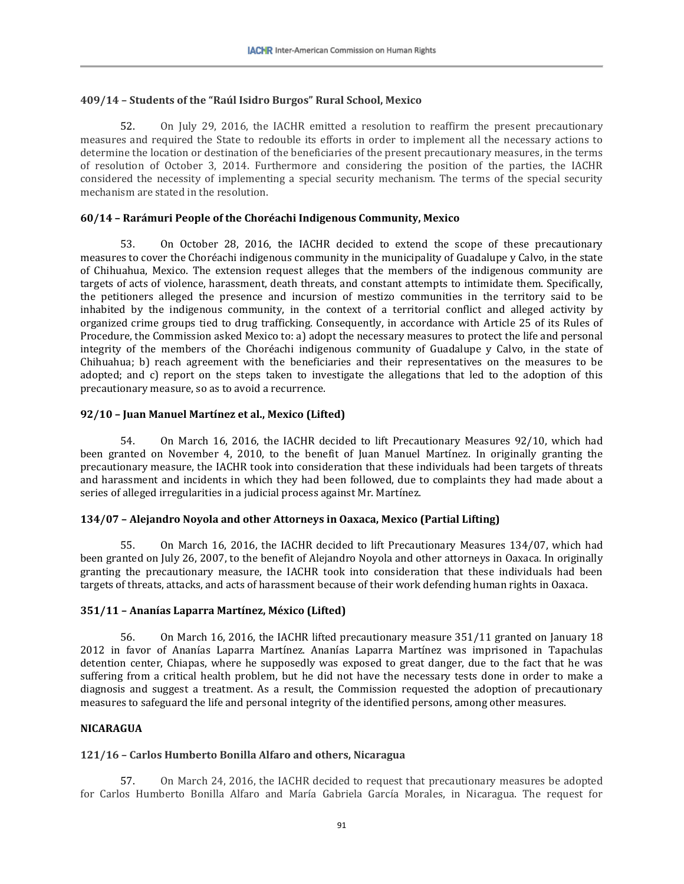**409/14 – Students of the "Raúl Isidro Burgos" Rural School, Mexico**

52. On July 29, 2016, the IACHR emitted a resolution to reaffirm the present precautionary measures and required the State to redouble its efforts in order to implement all the necessary actions to determine the location or destination of the beneficiaries of the present precautionary measures, in the terms of resolution of October 3, 2014. Furthermore and considering the position of the parties, the IACHR considered the necessity of implementing a special security mechanism. The terms of the special security mechanism are stated in the resolution.

**60/14 – Rarámuri People of the Choréachi Indigenous Community, Mexico**

53. On October 28, 2016, the IACHR decided to extend the scope of these precautionary measures to cover the Choréachi indigenous community in the municipality of Guadalupe y Calvo, in the state of Chihuahua, Mexico. The extension request alleges that the members of the indigenous community are targets of acts of violence, harassment, death threats, and constant attempts to intimidate them. Specifically, the petitioners alleged the presence and incursion of mestizo communities in the territory said to be inhabited by the indigenous community, in the context of a territorial conflict and alleged activity by organized crime groups tied to drug trafficking. Consequently, in accordance with Article 25 of its Rules of Procedure, the Commission asked Mexico to: a) adopt the necessary measures to protect the life and personal integrity of the members of the Choréachi indigenous community of Guadalupe y Calvo, in the state of Chihuahua; b) reach agreement with the beneficiaries and their representatives on the measures to be adopted; and c) report on the steps taken to investigate the allegations that led to the adoption of this precautionary measure, so as to avoid a recurrence.

**92/10 – Juan Manuel Martínez et al., Mexico (Lifted)**

54. On March 16, 2016, the IACHR decided to lift Precautionary Measures 92/10, which had been granted on November 4, 2010, to the benefit of Juan Manuel Martínez. In originally granting the precautionary measure, the IACHR took into consideration that these individuals had been targets of threats and harassment and incidents in which they had been followed, due to complaints they had made about a series of alleged irregularities in a judicial process against Mr. Martínez.

**134/07 – Alejandro Noyola and other Attorneys in Oaxaca, Mexico (Partial Lifting)**

55. On March 16, 2016, the IACHR decided to lift Precautionary Measures 134/07, which had been granted on July 26, 2007, to the benefit of Alejandro Noyola and other attorneys in Oaxaca. In originally granting the precautionary measure, the IACHR took into consideration that these individuals had been targets of threats, attacks, and acts of harassment because of their work defending human rights in Oaxaca.

**351/11 – Ananías Laparra Martínez, México (Lifted)**

56. On March 16, 2016, the IACHR lifted precautionary measure 351/11 granted on January 18 2012 in favor of Ananías Laparra Martínez. Ananías Laparra Martínez was imprisoned in Tapachulas detention center, Chiapas, where he supposedly was exposed to great danger, due to the fact that he was suffering from a critical health problem, but he did not have the necessary tests done in order to make a diagnosis and suggest a treatment. As a result, the Commission requested the adoption of precautionary measures to safeguard the life and personal integrity of the identified persons, among other measures.

**NICARAGUA**

**121/16 – Carlos Humberto Bonilla Alfaro and others, Nicaragua**

57. On March 24, 2016, the IACHR decided to request that precautionary measures be adopted for Carlos Humberto Bonilla Alfaro and María Gabriela García Morales, in Nicaragua. The request for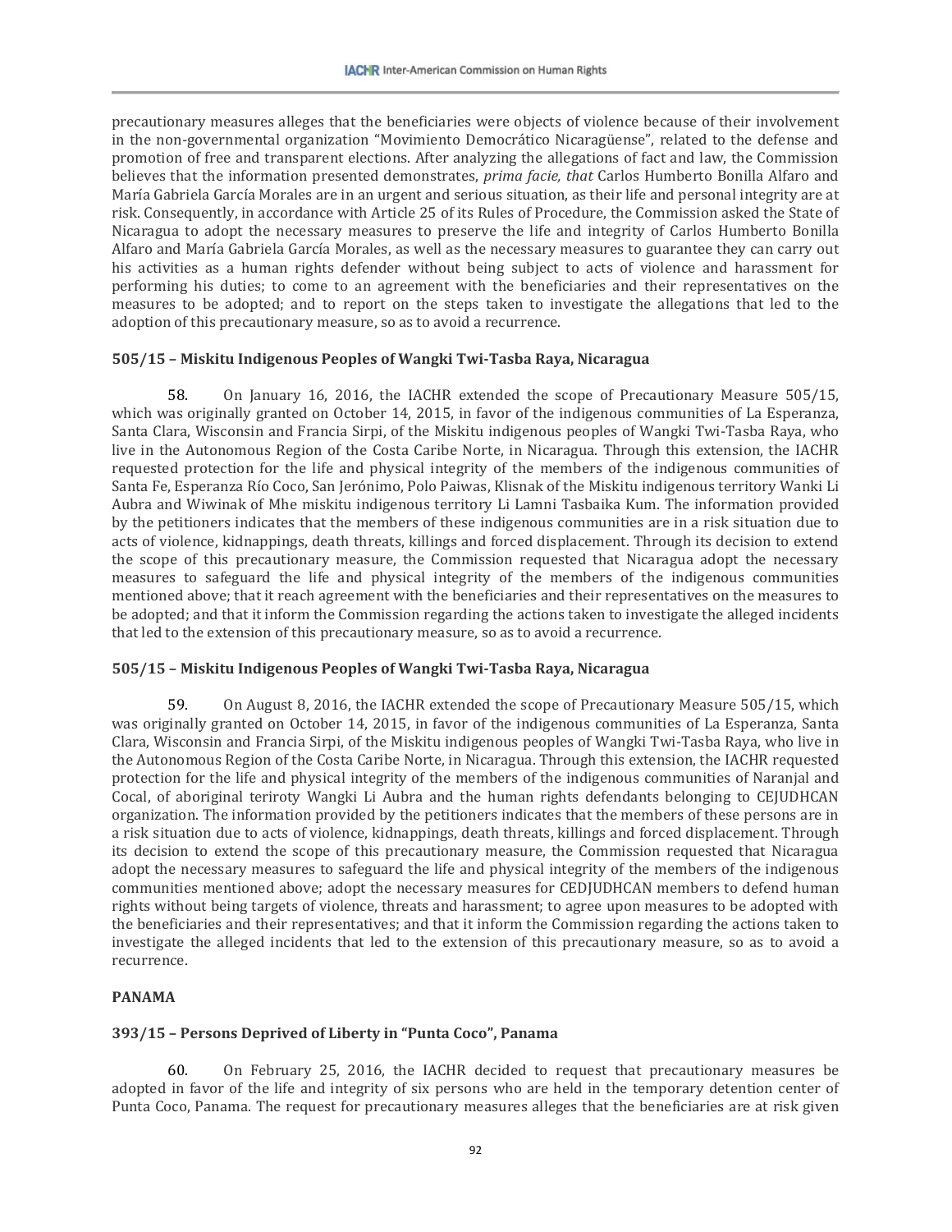precautionary measures alleges that the beneficiaries were objects of violence because of their involvement in the non-governmental organization "Movimiento Democrático Nicaragüense", related to the defense and promotion of free and transparent elections. After analyzing the allegations of fact and law, the Commission believes that the information presented demonstrates, *prima facie, that* Carlos Humberto Bonilla Alfaro and María Gabriela García Morales are in an urgent and serious situation, as their life and personal integrity are at risk. Consequently, in accordance with Article 25 of its Rules of Procedure, the Commission asked the State of Nicaragua to adopt the necessary measures to preserve the life and integrity of Carlos Humberto Bonilla Alfaro and María Gabriela García Morales, as well as the necessary measures to guarantee they can carry out his activities as a human rights defender without being subject to acts of violence and harassment for performing his duties; to come to an agreement with the beneficiaries and their representatives on the measures to be adopted; and to report on the steps taken to investigate the allegations that led to the adoption of this precautionary measure, so as to avoid a recurrence.

**505/15 – Miskitu Indigenous Peoples of Wangki Twi-Tasba Raya, Nicaragua**

58. On January 16, 2016, the IACHR extended the scope of Precautionary Measure 505/15, which was originally granted on October 14, 2015, in favor of the indigenous communities of La Esperanza, Santa Clara, Wisconsin and Francia Sirpi, of the Miskitu indigenous peoples of Wangki Twi-Tasba Raya, who live in the Autonomous Region of the Costa Caribe Norte, in Nicaragua. Through this extension, the IACHR requested protection for the life and physical integrity of the members of the indigenous communities of Santa Fe, Esperanza Río Coco, San Jerónimo, Polo Paiwas, Klisnak of the Miskitu indigenous territory Wanki Li Aubra and Wiwinak of Mhe miskitu indigenous territory Li Lamni Tasbaika Kum. The information provided by the petitioners indicates that the members of these indigenous communities are in a risk situation due to acts of violence, kidnappings, death threats, killings and forced displacement. Through its decision to extend the scope of this precautionary measure, the Commission requested that Nicaragua adopt the necessary measures to safeguard the life and physical integrity of the members of the indigenous communities mentioned above; that it reach agreement with the beneficiaries and their representatives on the measures to be adopted; and that it inform the Commission regarding the actions taken to investigate the alleged incidents that led to the extension of this precautionary measure, so as to avoid a recurrence.

**505/15 – Miskitu Indigenous Peoples of Wangki Twi-Tasba Raya, Nicaragua**

59. On August 8, 2016, the IACHR extended the scope of Precautionary Measure 505/15, which was originally granted on October 14, 2015, in favor of the indigenous communities of La Esperanza, Santa Clara, Wisconsin and Francia Sirpi, of the Miskitu indigenous peoples of Wangki Twi-Tasba Raya, who live in the Autonomous Region of the Costa Caribe Norte, in Nicaragua. Through this extension, the IACHR requested protection for the life and physical integrity of the members of the indigenous communities of Naranjal and Cocal, of aboriginal teriroty Wangki Li Aubra and the human rights defendants belonging to CEJUDHCAN organization. The information provided by the petitioners indicates that the members of these persons are in a risk situation due to acts of violence, kidnappings, death threats, killings and forced displacement. Through its decision to extend the scope of this precautionary measure, the Commission requested that Nicaragua adopt the necessary measures to safeguard the life and physical integrity of the members of the indigenous communities mentioned above; adopt the necessary measures for CEDJUDHCAN members to defend human rights without being targets of violence, threats and harassment; to agree upon measures to be adopted with the beneficiaries and their representatives; and that it inform the Commission regarding the actions taken to investigate the alleged incidents that led to the extension of this precautionary measure, so as to avoid a recurrence.

**PANAMA**

**393/15 – Persons Deprived of Liberty in "Punta Coco", Panama**

60. On February 25, 2016, the IACHR decided to request that precautionary measures be adopted in favor of the life and integrity of six persons who are held in the temporary detention center of Punta Coco, Panama. The request for precautionary measures alleges that the beneficiaries are at risk given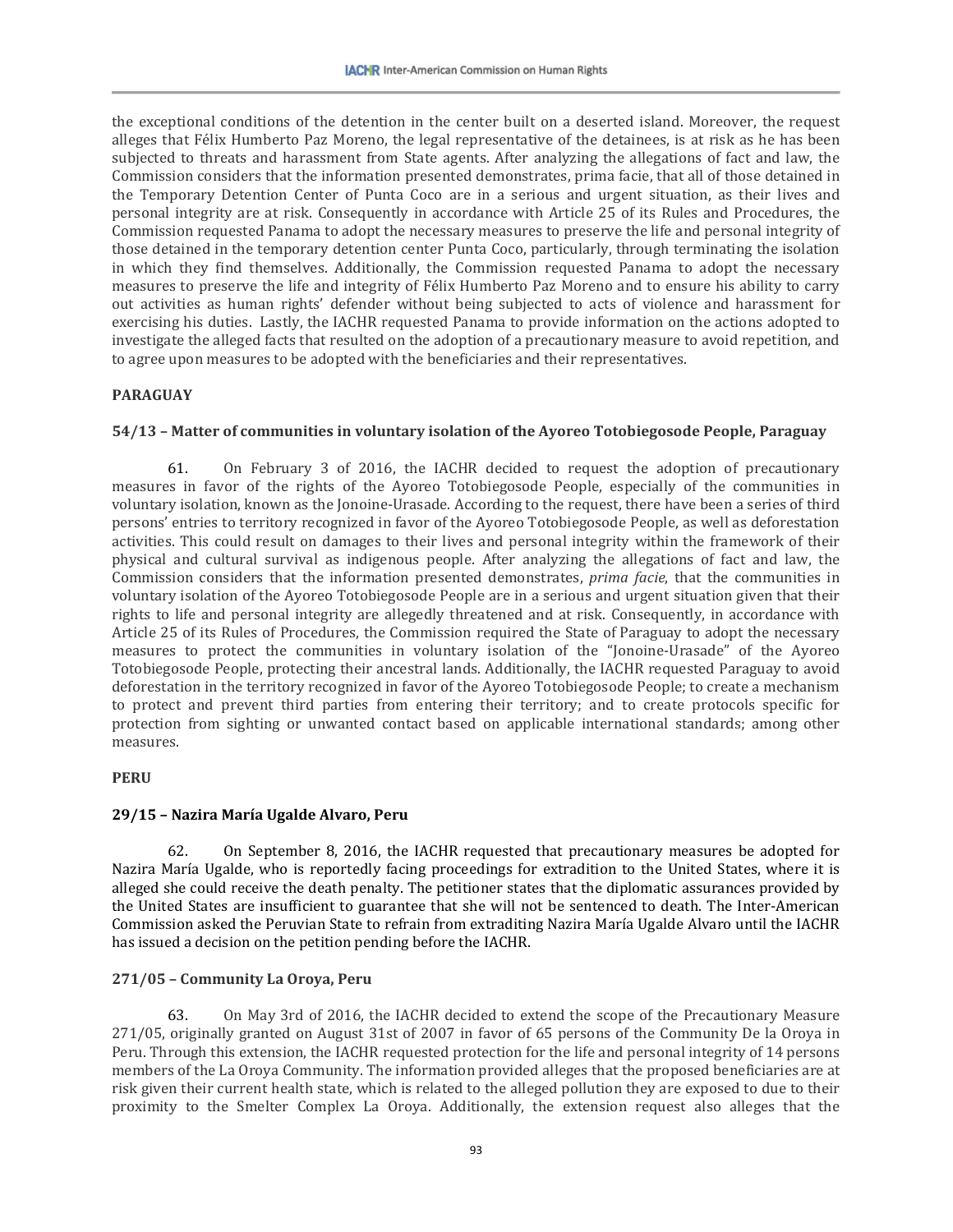the exceptional conditions of the detention in the center built on a deserted island. Moreover, the request alleges that Félix Humberto Paz Moreno, the legal representative of the detainees, is at risk as he has been subjected to threats and harassment from State agents. After analyzing the allegations of fact and law, the Commission considers that the information presented demonstrates, prima facie, that all of those detained in the Temporary Detention Center of Punta Coco are in a serious and urgent situation, as their lives and personal integrity are at risk. Consequently in accordance with Article 25 of its Rules and Procedures, the Commission requested Panama to adopt the necessary measures to preserve the life and personal integrity of those detained in the temporary detention center Punta Coco, particularly, through terminating the isolation in which they find themselves. Additionally, the Commission requested Panama to adopt the necessary measures to preserve the life and integrity of Félix Humberto Paz Moreno and to ensure his ability to carry out activities as human rights' defender without being subjected to acts of violence and harassment for exercising his duties. Lastly, the IACHR requested Panama to provide information on the actions adopted to investigate the alleged facts that resulted on the adoption of a precautionary measure to avoid repetition, and to agree upon measures to be adopted with the beneficiaries and their representatives.

**PARAGUAY**

**54/13 – Matter of communities in voluntary isolation of the Ayoreo Totobiegosode People, Paraguay**

61. On February 3 of 2016, the IACHR decided to request the adoption of precautionary measures in favor of the rights of the Ayoreo Totobiegosode People, especially of the communities in voluntary isolation, known as the Jonoine-Urasade. According to the request, there have been a series of third persons' entries to territory recognized in favor of the Ayoreo Totobiegosode People, as well as deforestation activities. This could result on damages to their lives and personal integrity within the framework of their physical and cultural survival as indigenous people. After analyzing the allegations of fact and law, the Commission considers that the information presented demonstrates, *prima facie*, that the communities in voluntary isolation of the Ayoreo Totobiegosode People are in a serious and urgent situation given that their rights to life and personal integrity are allegedly threatened and at risk. Consequently, in accordance with Article 25 of its Rules of Procedures, the Commission required the State of Paraguay to adopt the necessary measures to protect the communities in voluntary isolation of the "Jonoine-Urasade" of the Ayoreo Totobiegosode People, protecting their ancestral lands. Additionally, the IACHR requested Paraguay to avoid deforestation in the territory recognized in favor of the Ayoreo Totobiegosode People; to create a mechanism to protect and prevent third parties from entering their territory; and to create protocols specific for protection from sighting or unwanted contact based on applicable international standards; among other measures.

**PERU**

**29/15 – Nazira María Ugalde Alvaro, Peru**

62. On September 8, 2016, the IACHR requested that precautionary measures be adopted for Nazira María Ugalde, who is reportedly facing proceedings for extradition to the United States, where it is alleged she could receive the death penalty. The petitioner states that the diplomatic assurances provided by the United States are insufficient to guarantee that she will not be sentenced to death. The Inter-American Commission asked the Peruvian State to refrain from extraditing Nazira María Ugalde Alvaro until the IACHR has issued a decision on the petition pending before the IACHR.

**271/05 – Community La Oroya, Peru**

63. On May 3rd of 2016, the IACHR decided to extend the scope of the Precautionary Measure 271/05, originally granted on August 31st of 2007 in favor of 65 persons of the Community De la Oroya in Peru. Through this extension, the IACHR requested protection for the life and personal integrity of 14 persons members of the La Oroya Community. The information provided alleges that the proposed beneficiaries are at risk given their current health state, which is related to the alleged pollution they are exposed to due to their proximity to the Smelter Complex La Oroya. Additionally, the extension request also alleges that the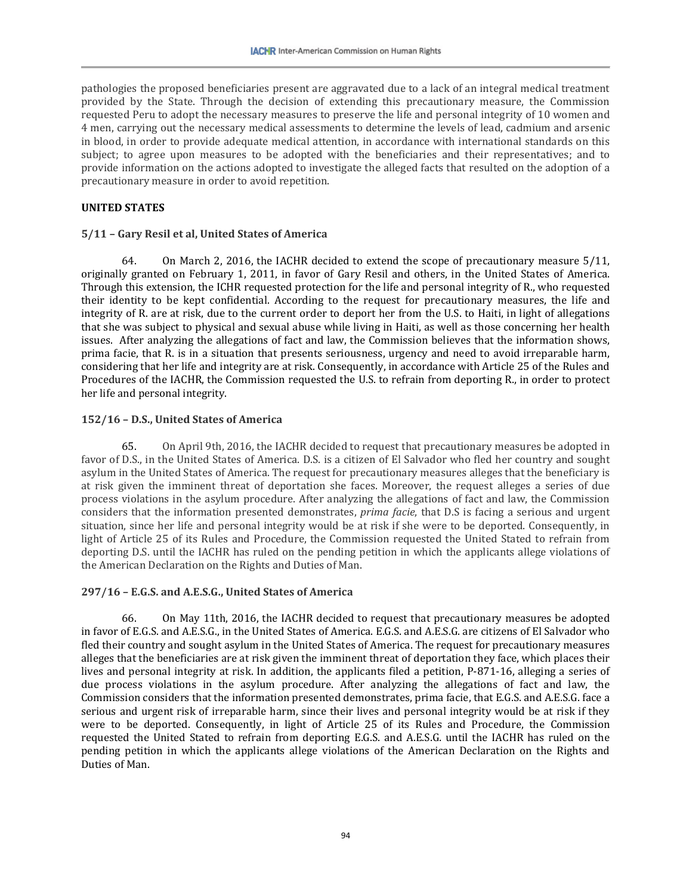pathologies the proposed beneficiaries present are aggravated due to a lack of an integral medical treatment provided by the State. Through the decision of extending this precautionary measure, the Commission requested Peru to adopt the necessary measures to preserve the life and personal integrity of 10 women and 4 men, carrying out the necessary medical assessments to determine the levels of lead, cadmium and arsenic in blood, in order to provide adequate medical attention, in accordance with international standards on this subject; to agree upon measures to be adopted with the beneficiaries and their representatives; and to provide information on the actions adopted to investigate the alleged facts that resulted on the adoption of a precautionary measure in order to avoid repetition.

**UNITED STATES**

**5/11 – Gary Resil et al, United States of America**

64. On March 2, 2016, the IACHR decided to extend the scope of precautionary measure 5/11, originally granted on February 1, 2011, in favor of Gary Resil and others, in the United States of America. Through this extension, the ICHR requested protection for the life and personal integrity of R., who requested their identity to be kept confidential. According to the request for precautionary measures, the life and integrity of R. are at risk, due to the current order to deport her from the U.S. to Haiti, in light of allegations that she was subject to physical and sexual abuse while living in Haiti, as well as those concerning her health issues. After analyzing the allegations of fact and law, the Commission believes that the information shows, prima facie, that R. is in a situation that presents seriousness, urgency and need to avoid irreparable harm, considering that her life and integrity are at risk. Consequently, in accordance with Article 25 of the Rules and Procedures of the IACHR, the Commission requested the U.S. to refrain from deporting R., in order to protect her life and personal integrity.

**152/16 – D.S., United States of America**

65. On April 9th, 2016, the IACHR decided to request that precautionary measures be adopted in favor of D.S., in the United States of America. D.S. is a citizen of El Salvador who fled her country and sought asylum in the United States of America. The request for precautionary measures alleges that the beneficiary is at risk given the imminent threat of deportation she faces. Moreover, the request alleges a series of due process violations in the asylum procedure. After analyzing the allegations of fact and law, the Commission considers that the information presented demonstrates, *prima facie*, that D.S is facing a serious and urgent situation, since her life and personal integrity would be at risk if she were to be deported. Consequently, in light of Article 25 of its Rules and Procedure, the Commission requested the United Stated to refrain from deporting D.S. until the IACHR has ruled on the pending petition in which the applicants allege violations of the American Declaration on the Rights and Duties of Man.

**297/16 – E.G.S. and A.E.S.G., United States of America**

66. On May 11th, 2016, the IACHR decided to request that precautionary measures be adopted in favor of E.G.S. and A.E.S.G., in the United States of America. E.G.S. and A.E.S.G. are citizens of El Salvador who fled their country and sought asylum in the United States of America. The request for precautionary measures alleges that the beneficiaries are at risk given the imminent threat of deportation they face, which places their lives and personal integrity at risk. In addition, the applicants filed a petition, P-871-16, alleging a series of due process violations in the asylum procedure. After analyzing the allegations of fact and law, the Commission considers that the information presented demonstrates, prima facie, that E.G.S. and A.E.S.G. face a serious and urgent risk of irreparable harm, since their lives and personal integrity would be at risk if they were to be deported. Consequently, in light of Article 25 of its Rules and Procedure, the Commission requested the United Stated to refrain from deporting E.G.S. and A.E.S.G. until the IACHR has ruled on the pending petition in which the applicants allege violations of the American Declaration on the Rights and Duties of Man.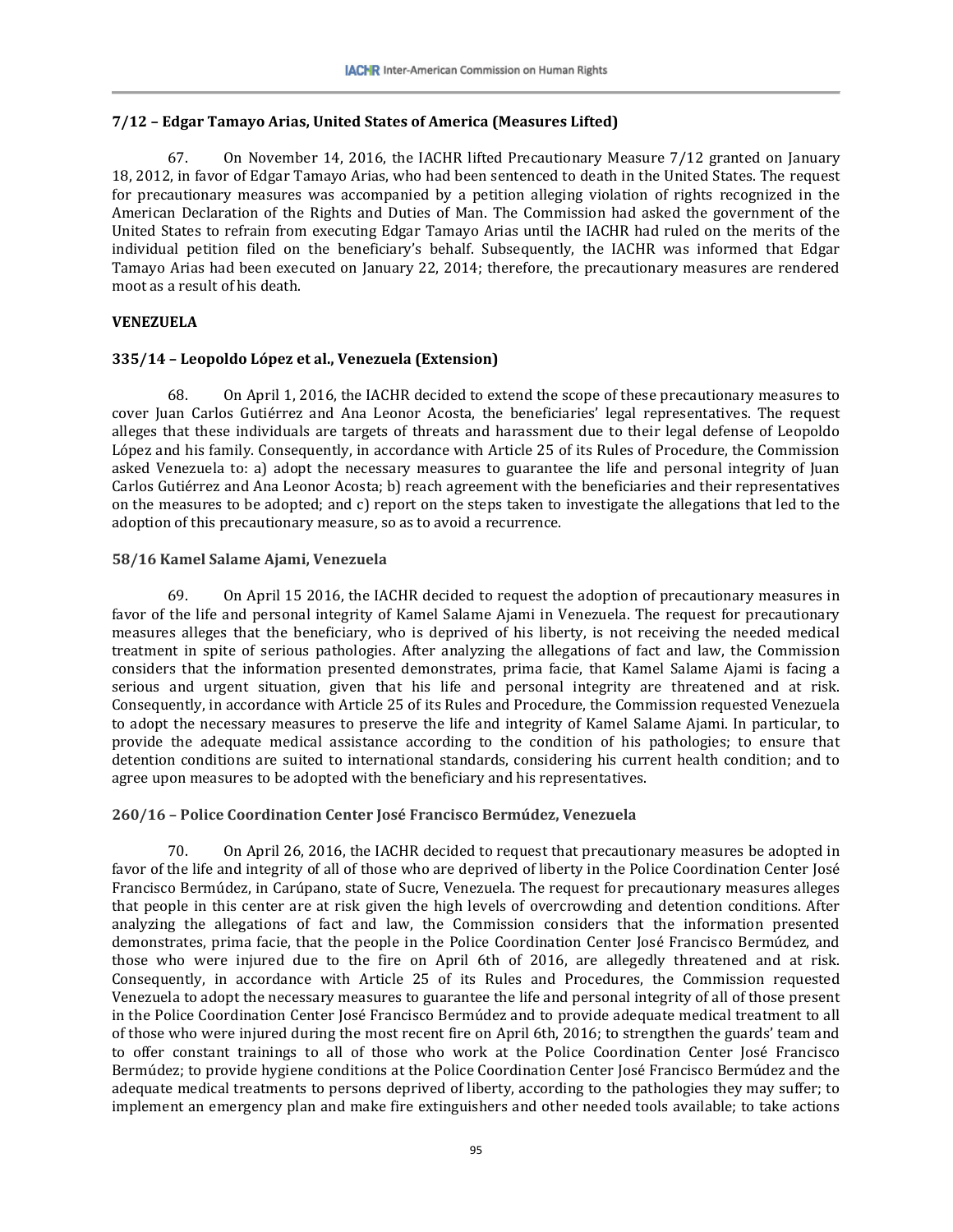### 7/12 – Edgar Tamayo Arias, United States of America (Measures Lifted)

67. On November 14, 2016, the IACHR lifted Precautionary Measure 7/12 granted on January 18, 2012, in favor of Edgar Tamayo Arias, who had been sentenced to death in the United States. The request for precautionary measures was accompanied by a petition alleging violation of rights recognized in the American Declaration of the Rights and Duties of Man. The Commission had asked the government of the United States to refrain from executing Edgar Tamayo Arias until the IACHR had ruled on the merits of the individual petition filed on the beneficiary's behalf. Subsequently, the IACHR was informed that Edgar Tamayo Arias had been executed on January 22, 2014; therefore, the precautionary measures are rendered moot as a result of his death.

### VENEZUELA

### 335/14 – Leopoldo López et al., Venezuela (Extension)

68. On April 1, 2016, the IACHR decided to extend the scope of these precautionary measures to cover Juan Carlos Gutiérrez and Ana Leonor Acosta, the beneficiaries' legal representatives. The request alleges that these individuals are targets of threats and harassment due to their legal defense of Leopoldo López and his family. Consequently, in accordance with Article 25 of its Rules of Procedure, the Commission asked Venezuela to: a) adopt the necessary measures to guarantee the life and personal integrity of Juan Carlos Gutiérrez and Ana Leonor Acosta; b) reach agreement with the beneficiaries and their representatives on the measures to be adopted; and c) report on the steps taken to investigate the allegations that led to the adoption of this precautionary measure, so as to avoid a recurrence.

### 58/16 Kamel Salame Ajami, Venezuela

69. On April 15 2016, the IACHR decided to request the adoption of precautionary measures in favor of the life and personal integrity of Kamel Salame Ajami in Venezuela. The request for precautionary measures alleges that the beneficiary, who is deprived of his liberty, is not receiving the needed medical treatment in spite of serious pathologies. After analyzing the allegations of fact and law, the Commission considers that the information presented demonstrates, prima facie, that Kamel Salame Ajami is facing a serious and urgent situation, given that his life and personal integrity are threatened and at risk. Consequently, in accordance with Article 25 of its Rules and Procedure, the Commission requested Venezuela to adopt the necessary measures to preserve the life and integrity of Kamel Salame Ajami. In particular, to provide the adequate medical assistance according to the condition of his pathologies; to ensure that detention conditions are suited to international standards, considering his current health condition; and to agree upon measures to be adopted with the beneficiary and his representatives.

### 260/16 – Police Coordination Center José Francisco Bermúdez, Venezuela

70. On April 26, 2016, the IACHR decided to request that precautionary measures be adopted in favor of the life and integrity of all of those who are deprived of liberty in the Police Coordination Center José Francisco Bermúdez, in Carúpano, state of Sucre, Venezuela. The request for precautionary measures alleges that people in this center are at risk given the high levels of overcrowding and detention conditions. After analyzing the allegations of fact and law, the Commission considers that the information presented demonstrates, prima facie, that the people in the Police Coordination Center José Francisco Bermúdez, and those who were injured due to the fire on April 6th of 2016, are allegedly threatened and at risk. Consequently, in accordance with Article 25 of its Rules and Procedures, the Commission requested Venezuela to adopt the necessary measures to guarantee the life and personal integrity of all of those present in the Police Coordination Center José Francisco Bermúdez and to provide adequate medical treatment to all of those who were injured during the most recent fire on April 6th, 2016; to strengthen the guards' team and to offer constant trainings to all of those who work at the Police Coordination Center José Francisco Bermúdez; to provide hygiene conditions at the Police Coordination Center José Francisco Bermúdez and the adequate medical treatments to persons deprived of liberty, according to the pathologies they may suffer; to implement an emergency plan and make fire extinguishers and other needed tools available; to take actions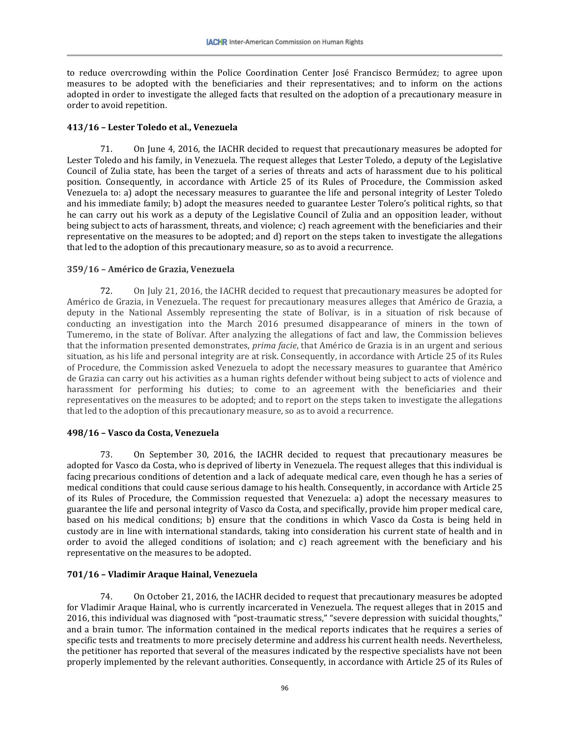to reduce overcrowding within the Police Coordination Center José Francisco Bermúdez; to agree upon measures to be adopted with the beneficiaries and their representatives; and to inform on the actions adopted in order to investigate the alleged facts that resulted on the adoption of a precautionary measure in order to avoid repetition.

#### 413/16 – Lester Toledo et al., Venezuela

71. On June 4, 2016, the IACHR decided to request that precautionary measures be adopted for Lester Toledo and his family, in Venezuela. The request alleges that Lester Toledo, a deputy of the Legislative Council of Zulia state, has been the target of a series of threats and acts of harassment due to his political position. Consequently, in accordance with Article 25 of its Rules of Procedure, the Commission asked Venezuela to: a) adopt the necessary measures to guarantee the life and personal integrity of Lester Toledo and his immediate family; b) adopt the measures needed to guarantee Lester Tolero's political rights, so that he can carry out his work as a deputy of the Legislative Council of Zulia and an opposition leader, without being subject to acts of harassment, threats, and violence; c) reach agreement with the beneficiaries and their representative on the measures to be adopted; and d) report on the steps taken to investigate the allegations that led to the adoption of this precautionary measure, so as to avoid a recurrence.

#### 359/16 – Américo de Grazia, Venezuela

72. On July 21, 2016, the IACHR decided to request that precautionary measures be adopted for Américo de Grazia, in Venezuela. The request for precautionary measures alleges that Américo de Grazia, a deputy in the National Assembly representing the state of Bolívar, is in a situation of risk because of conducting an investigation into the March 2016 presumed disappearance of miners in the town of Tumeremo, in the state of Bolívar. After analyzing the allegations of fact and law, the Commission believes that the information presented demonstrates, *prima facie*, that Américo de Grazia is in an urgent and serious situation, as his life and personal integrity are at risk. Consequently, in accordance with Article 25 of its Rules of Procedure, the Commission asked Venezuela to adopt the necessary measures to guarantee that Américo de Grazia can carry out his activities as a human rights defender without being subject to acts of violence and harassment for performing his duties; to come to an agreement with the beneficiaries and their representatives on the measures to be adopted; and to report on the steps taken to investigate the allegations that led to the adoption of this precautionary measure, so as to avoid a recurrence.

#### 498/16 – Vasco da Costa, Venezuela

73. On September 30, 2016, the IACHR decided to request that precautionary measures be adopted for Vasco da Costa, who is deprived of liberty in Venezuela. The request alleges that this individual is facing precarious conditions of detention and a lack of adequate medical care, even though he has a series of medical conditions that could cause serious damage to his health. Consequently, in accordance with Article 25 of its Rules of Procedure, the Commission requested that Venezuela: a) adopt the necessary measures to guarantee the life and personal integrity of Vasco da Costa, and specifically, provide him proper medical care, based on his medical conditions; b) ensure that the conditions in which Vasco da Costa is being held in custody are in line with international standards, taking into consideration his current state of health and in order to avoid the alleged conditions of isolation; and c) reach agreement with the beneficiary and his representative on the measures to be adopted.

#### 701/16 – Vladimir Araque Hainal, Venezuela

74. On October 21, 2016, the IACHR decided to request that precautionary measures be adopted for Vladimir Araque Hainal, who is currently incarcerated in Venezuela. The request alleges that in 2015 and 2016, this individual was diagnosed with "post-traumatic stress," "severe depression with suicidal thoughts," and a brain tumor. The information contained in the medical reports indicates that he requires a series of specific tests and treatments to more precisely determine and address his current health needs. Nevertheless, the petitioner has reported that several of the measures indicated by the respective specialists have not been properly implemented by the relevant authorities. Consequently, in accordance with Article 25 of its Rules of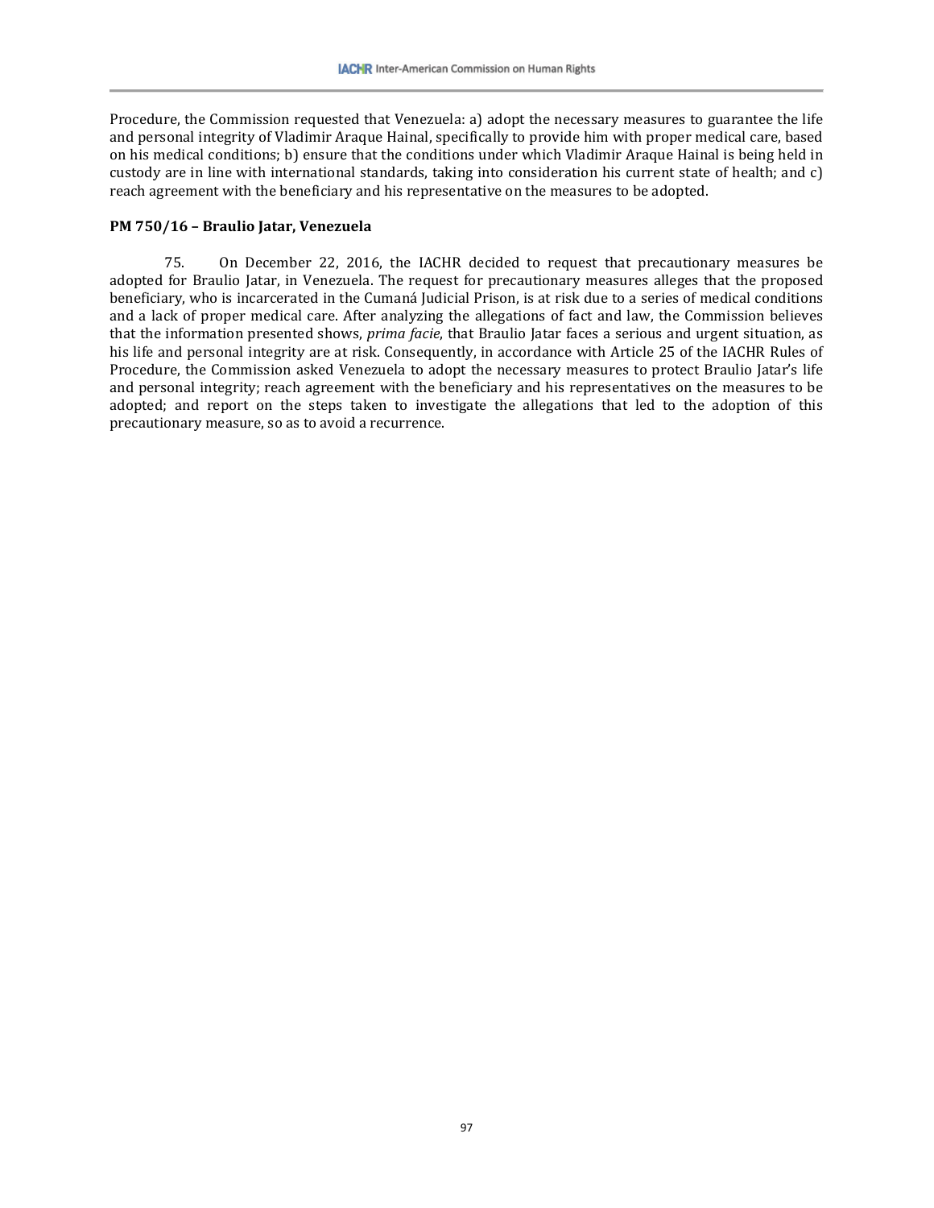Procedure, the Commission requested that Venezuela: a) adopt the necessary measures to guarantee the life and personal integrity of Vladimir Araque Hainal, specifically to provide him with proper medical care, based on his medical conditions; b) ensure that the conditions under which Vladimir Araque Hainal is being held in custody are in line with international standards, taking into consideration his current state of health; and c) reach agreement with the beneficiary and his representative on the measures to be adopted.

**PM 750/16 – Braulio Jatar, Venezuela**

75. On December 22, 2016, the IACHR decided to request that precautionary measures be adopted for Braulio Jatar, in Venezuela. The request for precautionary measures alleges that the proposed beneficiary, who is incarcerated in the Cumaná Judicial Prison, is at risk due to a series of medical conditions and a lack of proper medical care. After analyzing the allegations of fact and law, the Commission believes that the information presented shows, *prima facie*, that Braulio Jatar faces a serious and urgent situation, as his life and personal integrity are at risk. Consequently, in accordance with Article 25 of the IACHR Rules of Procedure, the Commission asked Venezuela to adopt the necessary measures to protect Braulio Jatar's life and personal integrity; reach agreement with the beneficiary and his representatives on the measures to be adopted; and report on the steps taken to investigate the allegations that led to the adoption of this precautionary measure, so as to avoid a recurrence.